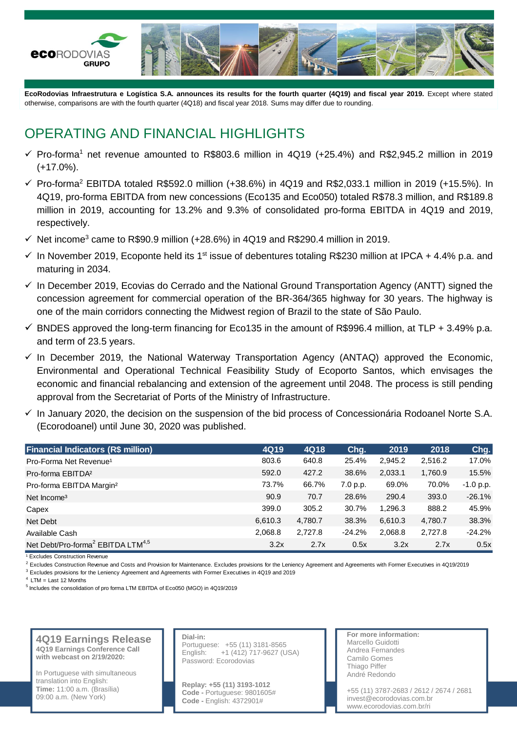**EcoRodovias Infraestrutura e Logística S.A. announces its results for the fourth quarter (4Q19) and fiscal year 2019.** Except where stated otherwise, comparisons are with the fourth quarter (4Q18) and fiscal year 2018. Sums may differ due to rounding.

# OPERATING AND FINANCIAL HIGHLIGHTS

- ✓ Pro-forma[1] net revenue amounted to R$803.6 million in 4Q19 (+25.4%) and R$2,945.2 million in 2019 (+17.0%).
- ✓ Pro-forma[2] EBITDA totaled R$592.0 million (+38.6%) in 4Q19 and R$2,033.1 million in 2019 (+15.5%). In 4Q19, pro-forma EBITDA from new concessions (Eco135 and Eco050) totaled R$78.3 million, and R$189.8 million in 2019, accounting for 13.2% and 9.3% of consolidated pro-forma EBITDA in 4Q19 and 2019, respectively.
- ✓ Net income[3] came to R$90.9 million (+28.6%) in 4Q19 and R$290.4 million in 2019.
- ✓ In November 2019, Ecoponte held its 1st issue of debentures totaling R$230 million at IPCA + 4.4% p.a. and maturing in 2034.
- ✓ In December 2019, Ecovias do Cerrado and the National Ground Transportation Agency (ANTT) signed the concession agreement for commercial operation of the BR-364/365 highway for 30 years. The highway is one of the main corridors connecting the Midwest region of Brazil to the state of São Paulo.
- ✓ BNDES approved the long-term financing for Eco135 in the amount of R$996.4 million, at TLP + 3.49% p.a. and term of 23.5 years.
- ✓ In December 2019, the National Waterway Transportation Agency (ANTAQ) approved the Economic, Environmental and Operational Technical Feasibility Study of Ecoporto Santos, which envisages the economic and financial rebalancing and extension of the agreement until 2048. The process is still pending approval from the Secretariat of Ports of the Ministry of Infrastructure.
- ✓ In January 2020, the decision on the suspension of the bid process of Concessionária Rodoanel Norte S.A. (Ecorodoanel) until June 30, 2020 was published.

| Financial Indicators (R$ million) | 4Q19 | 4Q18 | Chg. | 2019 | 2018 | Chg. |
|---|---|---|---|---|---|---|
| Pro-Forma Net Revenue[1] | 803.6 | 640.8 | 25.4% | 2,945.2 | 2,516.2 | 17.0% |
| Pro-forma EBITDA[2] | 592.0 | 427.2 | 38.6% | 2,033.1 | 1,760.9 | 15.5% |
| Pro-forma EBITDA Margin[2] | 73.7% | 66.7% | 7.0 p.p. | 69.0% | 70.0% | -1.0 p.p. |
| Net Income[3] | 90.9 | 70.7 | 28.6% | 290.4 | 393.0 | -26.1% |
| Capex | 399.0 | 305.2 | 30.7% | 1,296.3 | 888.2 | 45.9% |
| Net Debt | 6,610.3 | 4,780.7 | 38.3% | 6,610.3 | 4,780.7 | 38.3% |
| Available Cash | 2,068.8 | 2,727.8 | -24.2% | 2,068.8 | 2,727.8 | -24.2% |
| Net Debt/Pro-forma[2] EBITDA LTM[4,5] | 3.2x | 2.7x | 0.5x | 3.2x | 2.7x | 0.5x |

[1] Excludes Construction Revenue
[2] Excludes Construction Revenue and Costs and Provision for Maintenance. Excludes provisions for the Leniency Agreement and Agreements with Former Executives in 4Q19/2019
[3] Excludes provisions for the Leniency Agreement and Agreements with Former Executives in 4Q19 and 2019
[4] LTM = Last 12 Months
[5] Includes the consolidation of pro forma LTM EBITDA of Eco050 (MGO) in 4Q19/2019

**4Q19 Earnings Release**
**4Q19 Earnings Conference Call with webcast on 2/19/2020:**

In Portuguese with simultaneous translation into English:
**Time:** 11:00 a.m. (Brasília)
09:00 a.m. (New York)

**Dial-in:**
Portuguese: +55 (11) 3181-8565
English: +1 (412) 717-9627 (USA)
Password: Ecorodovias

**Replay: +55 (11) 3193-1012**
**Code -** Portuguese: 9801605#
**Code -** English: 4372901#

**For more information:**
Marcello Guidotti
Andrea Fernandes
Camilo Gomes
Thiago Piffer
André Redondo

+55 (11) 3787-2683 / 2612 / 2674 / 2681
invest@ecorodovias.com.br
www.ecorodovias.com.br/ri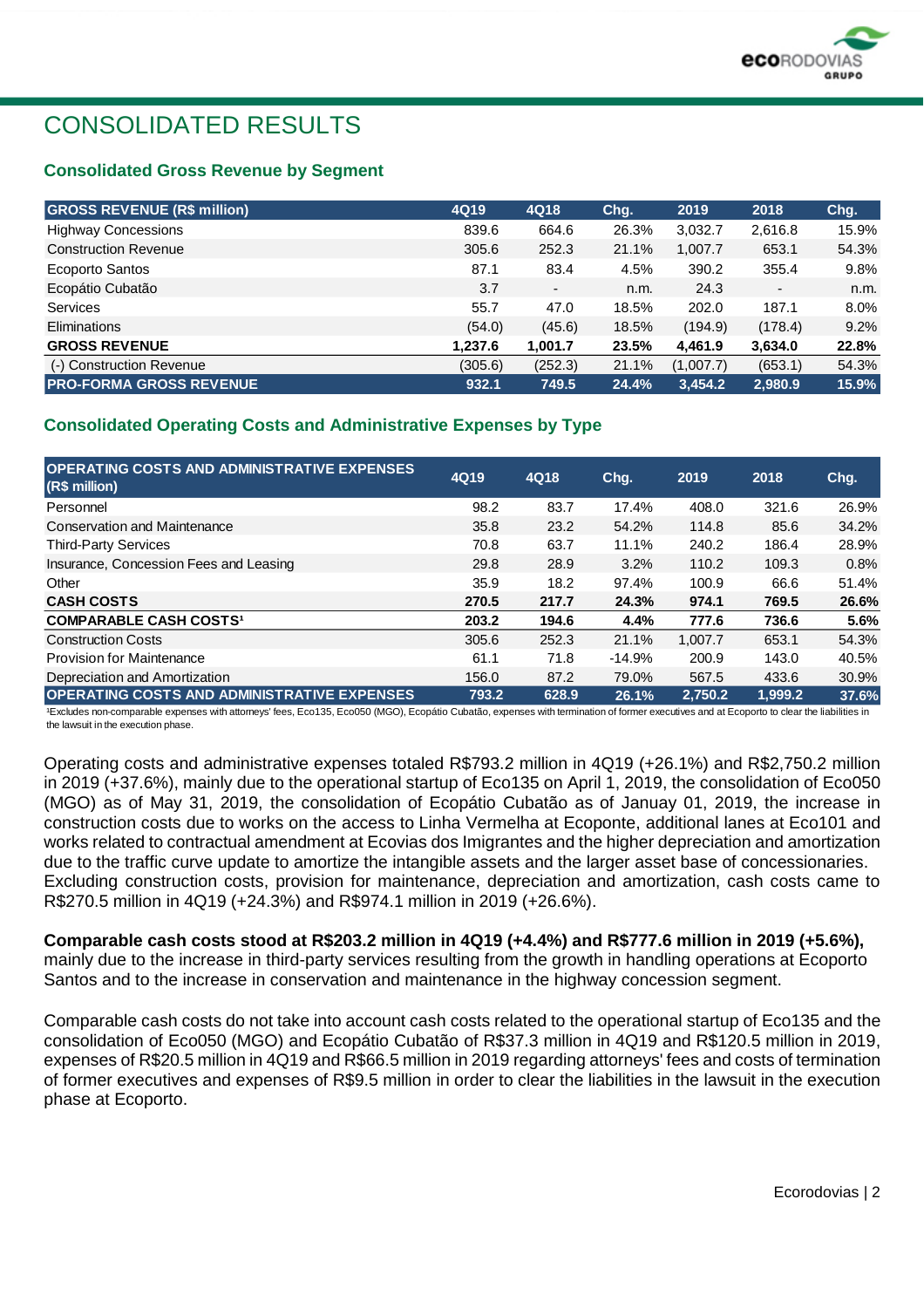# CONSOLIDATED RESULTS

### Consolidated Gross Revenue by Segment

| GROSS REVENUE (R$ million) | 4Q19 | 4Q18 | Chg. | 2019 | 2018 | Chg. |
|---|---|---|---|---|---|---|
| Highway Concessions | 839.6 | 664.6 | 26.3% | 3,032.7 | 2,616.8 | 15.9% |
| Construction Revenue | 305.6 | 252.3 | 21.1% | 1,007.7 | 653.1 | 54.3% |
| Ecoporto Santos | 87.1 | 83.4 | 4.5% | 390.2 | 355.4 | 9.8% |
| Ecopátio Cubatão | 3.7 | - | n.m. | 24.3 | - | n.m. |
| Services | 55.7 | 47.0 | 18.5% | 202.0 | 187.1 | 8.0% |
| Eliminations | (54.0) | (45.6) | 18.5% | (194.9) | (178.4) | 9.2% |
| **GROSS REVENUE** | **1,237.6** | **1,001.7** | **23.5%** | **4,461.9** | **3,634.0** | **22.8%** |
| (-) Construction Revenue | (305.6) | (252.3) | 21.1% | (1,007.7) | (653.1) | 54.3% |
| **PRO-FORMA GROSS REVENUE** | **932.1** | **749.5** | **24.4%** | **3,454.2** | **2,980.9** | **15.9%** |

### Consolidated Operating Costs and Administrative Expenses by Type

| OPERATING COSTS AND ADMINISTRATIVE EXPENSES (R$ million) | 4Q19 | 4Q18 | Chg. | 2019 | 2018 | Chg. |
|---|---|---|---|---|---|---|
| Personnel | 98.2 | 83.7 | 17.4% | 408.0 | 321.6 | 26.9% |
| Conservation and Maintenance | 35.8 | 23.2 | 54.2% | 114.8 | 85.6 | 34.2% |
| Third-Party Services | 70.8 | 63.7 | 11.1% | 240.2 | 186.4 | 28.9% |
| Insurance, Concession Fees and Leasing | 29.8 | 28.9 | 3.2% | 110.2 | 109.3 | 0.8% |
| Other | 35.9 | 18.2 | 97.4% | 100.9 | 66.6 | 51.4% |
| **CASH COSTS** | **270.5** | **217.7** | **24.3%** | **974.1** | **769.5** | **26.6%** |
| **COMPARABLE CASH COSTS[1]** | **203.2** | **194.6** | **4.4%** | **777.6** | **736.6** | **5.6%** |
| Construction Costs | 305.6 | 252.3 | 21.1% | 1,007.7 | 653.1 | 54.3% |
| Provision for Maintenance | 61.1 | 71.8 | -14.9% | 200.9 | 143.0 | 40.5% |
| Depreciation and Amortization | 156.0 | 87.2 | 79.0% | 567.5 | 433.6 | 30.9% |
| **OPERATING COSTS AND ADMINISTRATIVE EXPENSES** | **793.2** | **628.9** | **26.1%** | **2,750.2** | **1,999.2** | **37.6%** |

[1]Excludes non-comparable expenses with attorneys' fees, Eco135, Eco050 (MGO), Ecopátio Cubatão, expenses with termination of former executives and at Ecoporto to clear the liabilities in the lawsuit in the execution phase.

Operating costs and administrative expenses totaled R$793.2 million in 4Q19 (+26.1%) and R$2,750.2 million in 2019 (+37.6%), mainly due to the operational startup of Eco135 on April 1, 2019, the consolidation of Eco050 (MGO) as of May 31, 2019, the consolidation of Ecopátio Cubatão as of Januay 01, 2019, the increase in construction costs due to works on the access to Linha Vermelha at Ecoponte, additional lanes at Eco101 and works related to contractual amendment at Ecovias dos Imigrantes and the higher depreciation and amortization due to the traffic curve update to amortize the intangible assets and the larger asset base of concessionaries. Excluding construction costs, provision for maintenance, depreciation and amortization, cash costs came to R$270.5 million in 4Q19 (+24.3%) and R$974.1 million in 2019 (+26.6%).

**Comparable cash costs stood at R$203.2 million in 4Q19 (+4.4%) and R$777.6 million in 2019 (+5.6%),** mainly due to the increase in third-party services resulting from the growth in handling operations at Ecoporto Santos and to the increase in conservation and maintenance in the highway concession segment.

Comparable cash costs do not take into account cash costs related to the operational startup of Eco135 and the consolidation of Eco050 (MGO) and Ecopátio Cubatão of R$37.3 million in 4Q19 and R$120.5 million in 2019, expenses of R$20.5 million in 4Q19 and R$66.5 million in 2019 regarding attorneys' fees and costs of termination of former executives and expenses of R$9.5 million in order to clear the liabilities in the lawsuit in the execution phase at Ecoporto.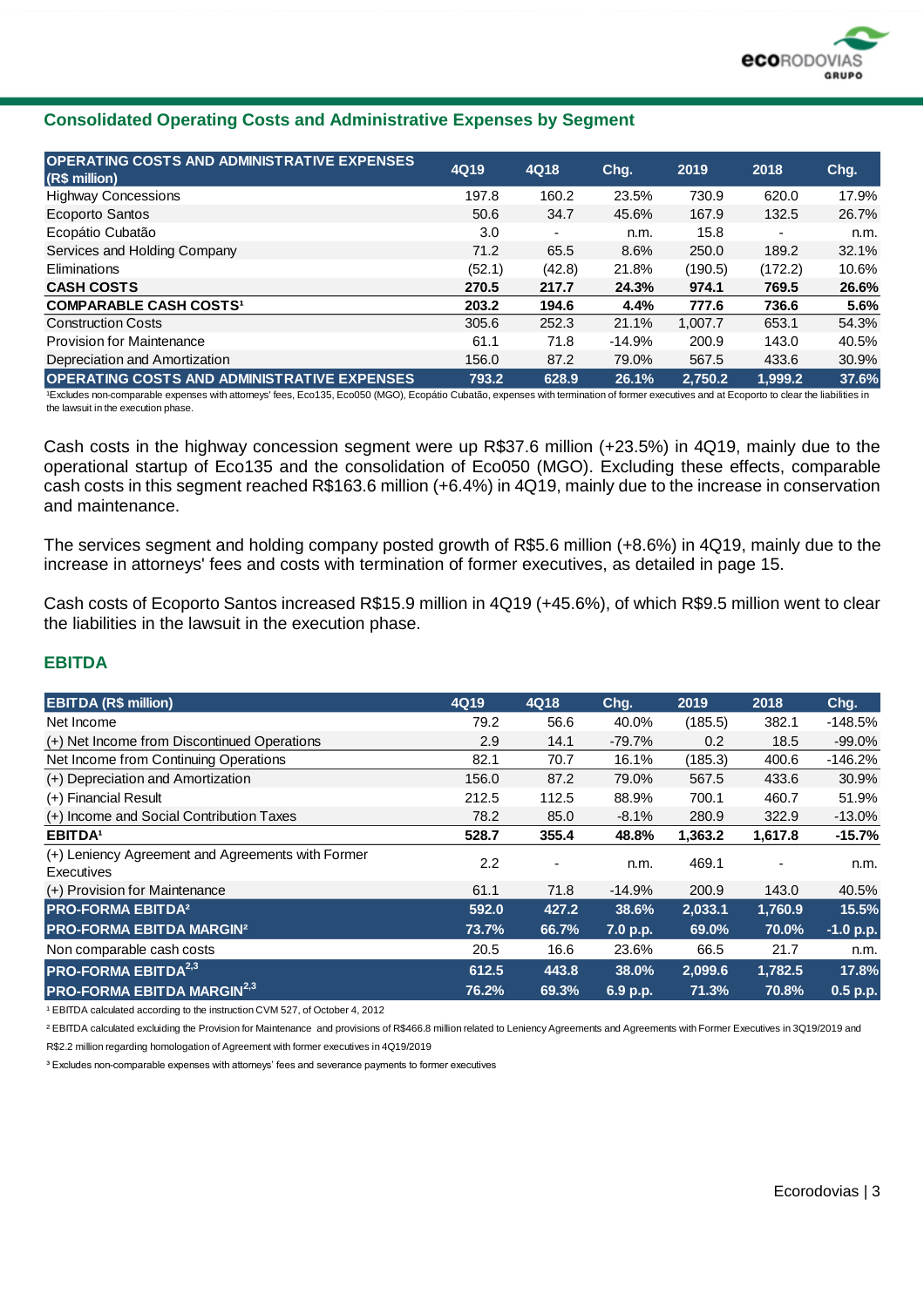## Consolidated Operating Costs and Administrative Expenses by Segment

| OPERATING COSTS AND ADMINISTRATIVE EXPENSES (R$ million) | 4Q19 | 4Q18 | Chg. | 2019 | 2018 | Chg. |
|---|---|---|---|---|---|---|
| Highway Concessions | 197.8 | 160.2 | 23.5% | 730.9 | 620.0 | 17.9% |
| Ecoporto Santos | 50.6 | 34.7 | 45.6% | 167.9 | 132.5 | 26.7% |
| Ecopátio Cubatão | 3.0 | - | n.m. | 15.8 | - | n.m. |
| Services and Holding Company | 71.2 | 65.5 | 8.6% | 250.0 | 189.2 | 32.1% |
| Eliminations | (52.1) | (42.8) | 21.8% | (190.5) | (172.2) | 10.6% |
| **CASH COSTS** | **270.5** | **217.7** | **24.3%** | **974.1** | **769.5** | **26.6%** |
| **COMPARABLE CASH COSTS[1]** | **203.2** | **194.6** | **4.4%** | **777.6** | **736.6** | **5.6%** |
| Construction Costs | 305.6 | 252.3 | 21.1% | 1,007.7 | 653.1 | 54.3% |
| Provision for Maintenance | 61.1 | 71.8 | -14.9% | 200.9 | 143.0 | 40.5% |
| Depreciation and Amortization | 156.0 | 87.2 | 79.0% | 567.5 | 433.6 | 30.9% |
| **OPERATING COSTS AND ADMINISTRATIVE EXPENSES** | **793.2** | **628.9** | **26.1%** | **2,750.2** | **1,999.2** | **37.6%** |

[1]Excludes non-comparable expenses with attorneys' fees, Eco135, Eco050 (MGO), Ecopátio Cubatão, expenses with termination of former executives and at Ecoporto to clear the liabilities in the lawsuit in the execution phase.

Cash costs in the highway concession segment were up R$37.6 million (+23.5%) in 4Q19, mainly due to the operational startup of Eco135 and the consolidation of Eco050 (MGO). Excluding these effects, comparable cash costs in this segment reached R$163.6 million (+6.4%) in 4Q19, mainly due to the increase in conservation and maintenance.

The services segment and holding company posted growth of R$5.6 million (+8.6%) in 4Q19, mainly due to the increase in attorneys' fees and costs with termination of former executives, as detailed in page 15.

Cash costs of Ecoporto Santos increased R$15.9 million in 4Q19 (+45.6%), of which R$9.5 million went to clear the liabilities in the lawsuit in the execution phase.

## EBITDA

| EBITDA (R$ million) | 4Q19 | 4Q18 | Chg. | 2019 | 2018 | Chg. |
|---|---|---|---|---|---|---|
| Net Income | 79.2 | 56.6 | 40.0% | (185.5) | 382.1 | -148.5% |
| (+) Net Income from Discontinued Operations | 2.9 | 14.1 | -79.7% | 0.2 | 18.5 | -99.0% |
| Net Income from Continuing Operations | 82.1 | 70.7 | 16.1% | (185.3) | 400.6 | -146.2% |
| (+) Depreciation and Amortization | 156.0 | 87.2 | 79.0% | 567.5 | 433.6 | 30.9% |
| (+) Financial Result | 212.5 | 112.5 | 88.9% | 700.1 | 460.7 | 51.9% |
| (+) Income and Social Contribution Taxes | 78.2 | 85.0 | -8.1% | 280.9 | 322.9 | -13.0% |
| **EBITDA[1]** | **528.7** | **355.4** | **48.8%** | **1,363.2** | **1,617.8** | **-15.7%** |
| (+) Leniency Agreement and Agreements with Former Executives | 2.2 | - | n.m. | 469.1 | - | n.m. |
| (+) Provision for Maintenance | 61.1 | 71.8 | -14.9% | 200.9 | 143.0 | 40.5% |
| **PRO-FORMA EBITDA[2]** | **592.0** | **427.2** | **38.6%** | **2,033.1** | **1,760.9** | **15.5%** |
| **PRO-FORMA EBITDA MARGIN[2]** | **73.7%** | **66.7%** | **7.0 p.p.** | **69.0%** | **70.0%** | **-1.0 p.p.** |
| Non comparable cash costs | 20.5 | 16.6 | 23.6% | 66.5 | 21.7 | n.m. |
| **PRO-FORMA EBITDA[2,3]** | **612.5** | **443.8** | **38.0%** | **2,099.6** | **1,782.5** | **17.8%** |
| **PRO-FORMA EBITDA MARGIN[2,3]** | **76.2%** | **69.3%** | **6.9 p.p.** | **71.3%** | **70.8%** | **0.5 p.p.** |

[1] EBITDA calculated according to the instruction CVM 527, of October 4, 2012

[2] EBITDA calculated excluding the Provision for Maintenance and provisions of R$466.8 million related to Leniency Agreements and Agreements with Former Executives in 3Q19/2019 and R$2.2 million regarding homologation of Agreement with former executives in 4Q19/2019

[3] Excludes non-comparable expenses with attorneys' fees and severance payments to former executives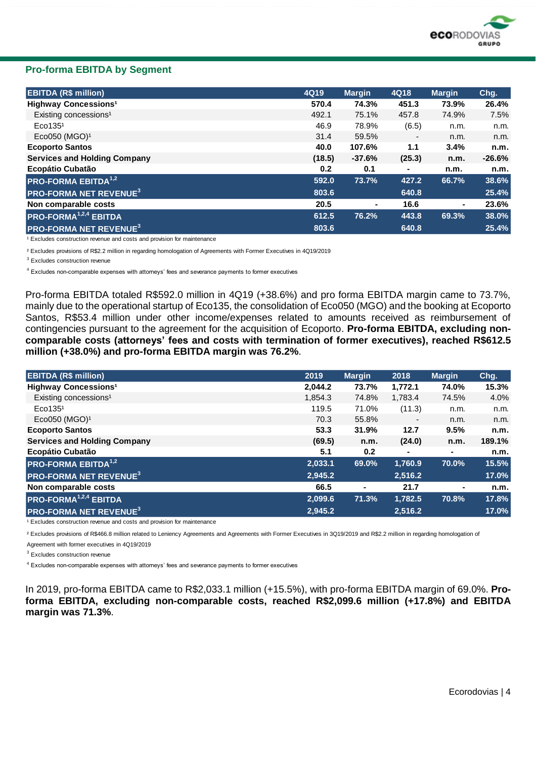## Pro-forma EBITDA by Segment

| EBITDA (R$ million) | 4Q19 | Margin | 4Q18 | Margin | Chg. |
|---|---|---|---|---|---|
| **Highway Concessions[1]** | **570.4** | **74.3%** | **451.3** | **73.9%** | **26.4%** |
| Existing concessions[1] | 492.1 | 75.1% | 457.8 | 74.9% | 7.5% |
| Eco135[1] | 46.9 | 78.9% | (6.5) | n.m. | n.m. |
| Eco050 (MGO)[1] | 31.4 | 59.5% | - | n.m. | n.m. |
| **Ecoporto Santos** | **40.0** | **107.6%** | **1.1** | **3.4%** | **n.m.** |
| **Services and Holding Company** | **(18.5)** | **-37.6%** | **(25.3)** | **n.m.** | **-26.6%** |
| **Ecopátio Cubatão** | **0.2** | **0.1** | **-** | **n.m.** | **n.m.** |
| **PRO-FORMA EBITDA[1,2]** | **592.0** | **73.7%** | **427.2** | **66.7%** | **38.6%** |
| **PRO-FORMA NET REVENUE[3]** | **803.6** | | **640.8** | | **25.4%** |
| **Non comparable costs** | **20.5** | **-** | **16.6** | **-** | **23.6%** |
| **PRO-FORMA[1,2,4] EBITDA** | **612.5** | **76.2%** | **443.8** | **69.3%** | **38.0%** |
| **PRO-FORMA NET REVENUE[3]** | **803.6** | | **640.8** | | **25.4%** |

[1] Excludes construction revenue and costs and provision for maintenance

[2] Excludes provisions of R$2.2 million in regarding homologation of Agreements with Former Executives in 4Q19/2019

[3] Excludes construction revenue

[4] Excludes non-comparable expenses with attorneys' fees and severance payments to former executives

Pro-forma EBITDA totaled R$592.0 million in 4Q19 (+38.6%) and pro forma EBITDA margin came to 73.7%, mainly due to the operational startup of Eco135, the consolidation of Eco050 (MGO) and the booking at Ecoporto Santos, R$53.4 million under other income/expenses related to amounts received as reimbursement of contingencies pursuant to the agreement for the acquisition of Ecoporto. **Pro-forma EBITDA, excluding non-comparable costs (attorneys' fees and costs with termination of former executives), reached R$612.5 million (+38.0%) and pro-forma EBITDA margin was 76.2%**.

| EBITDA (R$ million) | 2019 | Margin | 2018 | Margin | Chg. |
|---|---|---|---|---|---|
| **Highway Concessions[1]** | **2,044.2** | **73.7%** | **1,772.1** | **74.0%** | **15.3%** |
| Existing concessions[1] | 1,854.3 | 74.8% | 1,783.4 | 74.5% | 4.0% |
| Eco135[1] | 119.5 | 71.0% | (11.3) | n.m. | n.m. |
| Eco050 (MGO)[1] | 70.3 | 55.8% | - | n.m. | n.m. |
| **Ecoporto Santos** | **53.3** | **31.9%** | **12.7** | **9.5%** | **n.m.** |
| **Services and Holding Company** | **(69.5)** | **n.m.** | **(24.0)** | **n.m.** | **189.1%** |
| **Ecopátio Cubatão** | **5.1** | **0.2** | **-** | **-** | **n.m.** |
| **PRO-FORMA EBITDA[1,2]** | **2,033.1** | **69.0%** | **1,760.9** | **70.0%** | **15.5%** |
| **PRO-FORMA NET REVENUE[3]** | **2,945.2** | | **2,516.2** | | **17.0%** |
| **Non comparable costs** | **66.5** | **-** | **21.7** | **-** | **n.m.** |
| **PRO-FORMA[1,2,4] EBITDA** | **2,099.6** | **71.3%** | **1,782.5** | **70.8%** | **17.8%** |
| **PRO-FORMA NET REVENUE[3]** | **2,945.2** | | **2,516.2** | | **17.0%** |

[1] Excludes construction revenue and costs and provision for maintenance

[2] Excludes provisions of R$466.8 million related to Leniency Agreements and Agreements with Former Executives in 3Q19/2019 and R$2.2 million in regarding homologation of Agreement with former executives in 4Q19/2019

[3] Excludes construction revenue

[4] Excludes non-comparable expenses with attorneys' fees and severance payments to former executives

In 2019, pro-forma EBITDA came to R$2,033.1 million (+15.5%), with pro-forma EBITDA margin of 69.0%. **Pro-forma EBITDA, excluding non-comparable costs, reached R$2,099.6 million (+17.8%) and EBITDA margin was 71.3%**.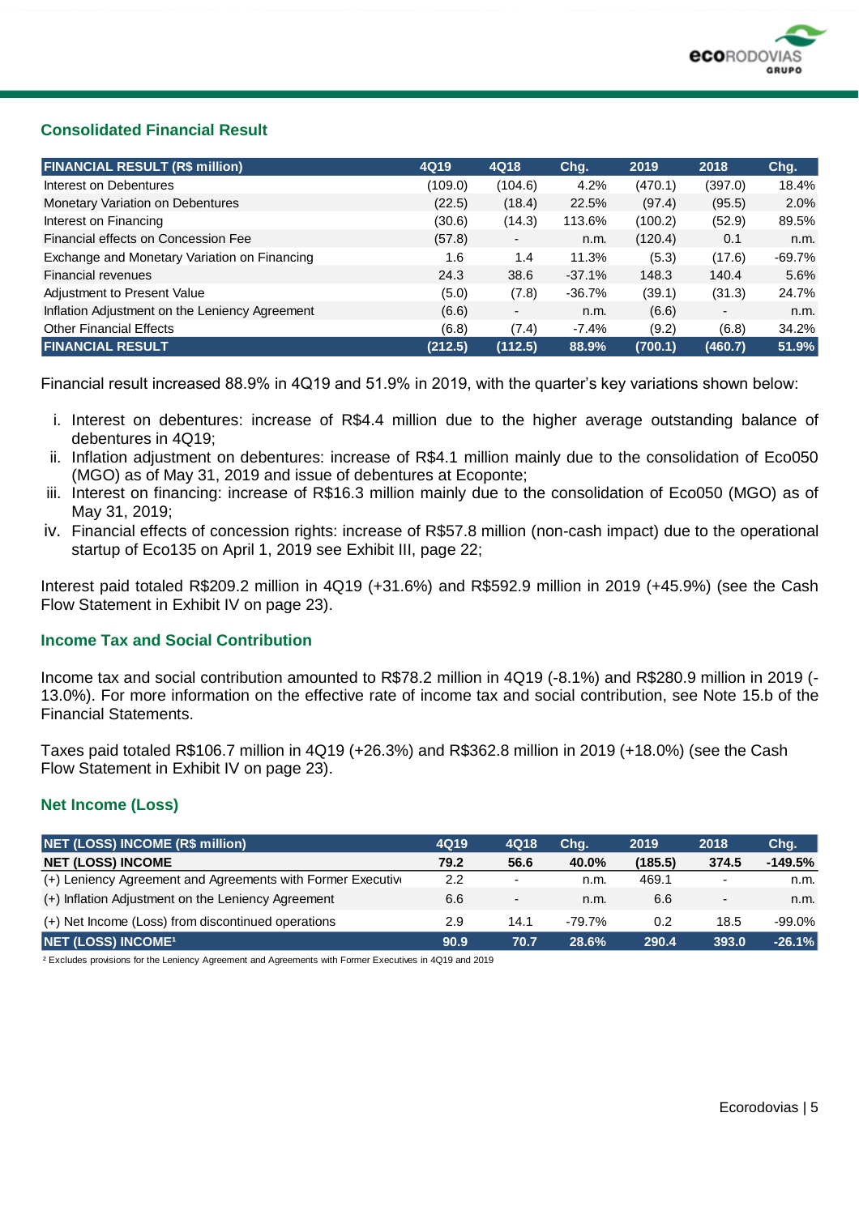## Consolidated Financial Result

| FINANCIAL RESULT (R$ million) | 4Q19 | 4Q18 | Chg. | 2019 | 2018 | Chg. |
|---|---|---|---|---|---|---|
| Interest on Debentures | (109.0) | (104.6) | 4.2% | (470.1) | (397.0) | 18.4% |
| Monetary Variation on Debentures | (22.5) | (18.4) | 22.5% | (97.4) | (95.5) | 2.0% |
| Interest on Financing | (30.6) | (14.3) | 113.6% | (100.2) | (52.9) | 89.5% |
| Financial effects on Concession Fee | (57.8) | - | n.m. | (120.4) | 0.1 | n.m. |
| Exchange and Monetary Variation on Financing | 1.6 | 1.4 | 11.3% | (5.3) | (17.6) | -69.7% |
| Financial revenues | 24.3 | 38.6 | -37.1% | 148.3 | 140.4 | 5.6% |
| Adjustment to Present Value | (5.0) | (7.8) | -36.7% | (39.1) | (31.3) | 24.7% |
| Inflation Adjustment on the Leniency Agreement | (6.6) | - | n.m. | (6.6) | - | n.m. |
| Other Financial Effects | (6.8) | (7.4) | -7.4% | (9.2) | (6.8) | 34.2% |
| **FINANCIAL RESULT** | **(212.5)** | **(112.5)** | **88.9%** | **(700.1)** | **(460.7)** | **51.9%** |

Financial result increased 88.9% in 4Q19 and 51.9% in 2019, with the quarter's key variations shown below:

i. Interest on debentures: increase of R$4.4 million due to the higher average outstanding balance of debentures in 4Q19;
ii. Inflation adjustment on debentures: increase of R$4.1 million mainly due to the consolidation of Eco050 (MGO) as of May 31, 2019 and issue of debentures at Ecoponte;
iii. Interest on financing: increase of R$16.3 million mainly due to the consolidation of Eco050 (MGO) as of May 31, 2019;
iv. Financial effects of concession rights: increase of R$57.8 million (non-cash impact) due to the operational startup of Eco135 on April 1, 2019 see Exhibit III, page 22;

Interest paid totaled R$209.2 million in 4Q19 (+31.6%) and R$592.9 million in 2019 (+45.9%) (see the Cash Flow Statement in Exhibit IV on page 23).

## Income Tax and Social Contribution

Income tax and social contribution amounted to R$78.2 million in 4Q19 (-8.1%) and R$280.9 million in 2019 (-13.0%). For more information on the effective rate of income tax and social contribution, see Note 15.b of the Financial Statements.

Taxes paid totaled R$106.7 million in 4Q19 (+26.3%) and R$362.8 million in 2019 (+18.0%) (see the Cash Flow Statement in Exhibit IV on page 23).

## Net Income (Loss)

| NET (LOSS) INCOME (R$ million) | 4Q19 | 4Q18 | Chg. | 2019 | 2018 | Chg. |
|---|---|---|---|---|---|---|
| **NET (LOSS) INCOME** | **79.2** | **56.6** | **40.0%** | **(185.5)** | **374.5** | **-149.5%** |
| (+) Leniency Agreement and Agreements with Former Executiv | 2.2 | - | n.m. | 469.1 | - | n.m. |
| (+) Inflation Adjustment on the Leniency Agreement | 6.6 | - | n.m. | 6.6 | - | n.m. |
| (+) Net Income (Loss) from discontinued operations | 2.9 | 14.1 | -79.7% | 0.2 | 18.5 | -99.0% |
| **NET (LOSS) INCOME[1]** | **90.9** | **70.7** | **28.6%** | **290.4** | **393.0** | **-26.1%** |

[1] Excludes provisions for the Leniency Agreement and Agreements with Former Executives in 4Q19 and 2019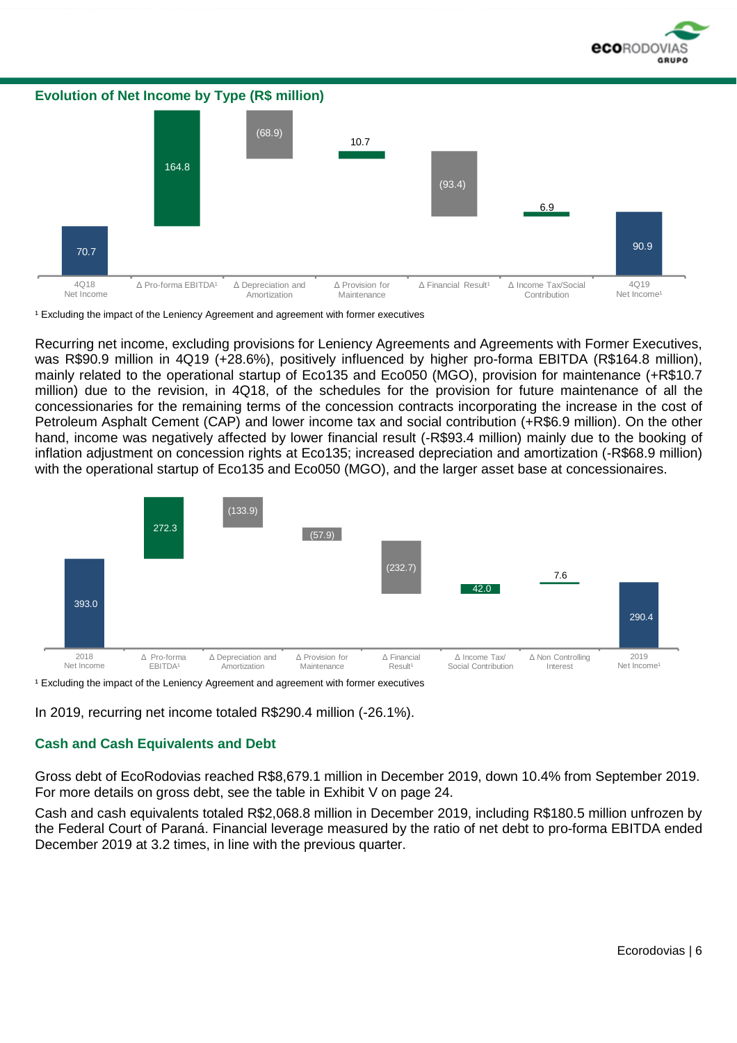## Evolution of Net Income by Type (R$ million)

| 4Q18 Net Income | Δ Pro-forma EBITDA[1] | Δ Depreciation and Amortization | Δ Provision for Maintenance | Δ Financial Result[1] | Δ Income Tax/Social Contribution | 4Q19 Net Income[1] |
|---|---|---|---|---|---|---|
| 70.7 | 164.8 | (68.9) | 10.7 | (93.4) | 6.9 | 90.9 |

[1] Excluding the impact of the Leniency Agreement and agreement with former executives

Recurring net income, excluding provisions for Leniency Agreements and Agreements with Former Executives, was R$90.9 million in 4Q19 (+28.6%), positively influenced by higher pro-forma EBITDA (R$164.8 million), mainly related to the operational startup of Eco135 and Eco050 (MGO), provision for maintenance (+R$10.7 million) due to the revision, in 4Q18, of the schedules for the provision for future maintenance of all the concessionaries for the remaining terms of the concession contracts incorporating the increase in the cost of Petroleum Asphalt Cement (CAP) and lower income tax and social contribution (+R$6.9 million). On the other hand, income was negatively affected by lower financial result (-R$93.4 million) mainly due to the booking of inflation adjustment on concession rights at Eco135; increased depreciation and amortization (-R$68.9 million) with the operational startup of Eco135 and Eco050 (MGO), and the larger asset base at concessionaires.

| 2018 Net Income | Δ Pro-forma EBITDA[1] | Δ Depreciation and Amortization | Δ Provision for Maintenance | Δ Financial Result[1] | Δ Income Tax/ Social Contribution | Δ Non Controlling Interest | 2019 Net Income[1] |
|---|---|---|---|---|---|---|---|
| 393.0 | 272.3 | (133.9) | (57.9) | (232.7) | 42.0 | 7.6 | 290.4 |

[1] Excluding the impact of the Leniency Agreement and agreement with former executives

In 2019, recurring net income totaled R$290.4 million (-26.1%).

## Cash and Cash Equivalents and Debt

Gross debt of EcoRodovias reached R$8,679.1 million in December 2019, down 10.4% from September 2019. For more details on gross debt, see the table in Exhibit V on page 24.

Cash and cash equivalents totaled R$2,068.8 million in December 2019, including R$180.5 million unfrozen by the Federal Court of Paraná. Financial leverage measured by the ratio of net debt to pro-forma EBITDA ended December 2019 at 3.2 times, in line with the previous quarter.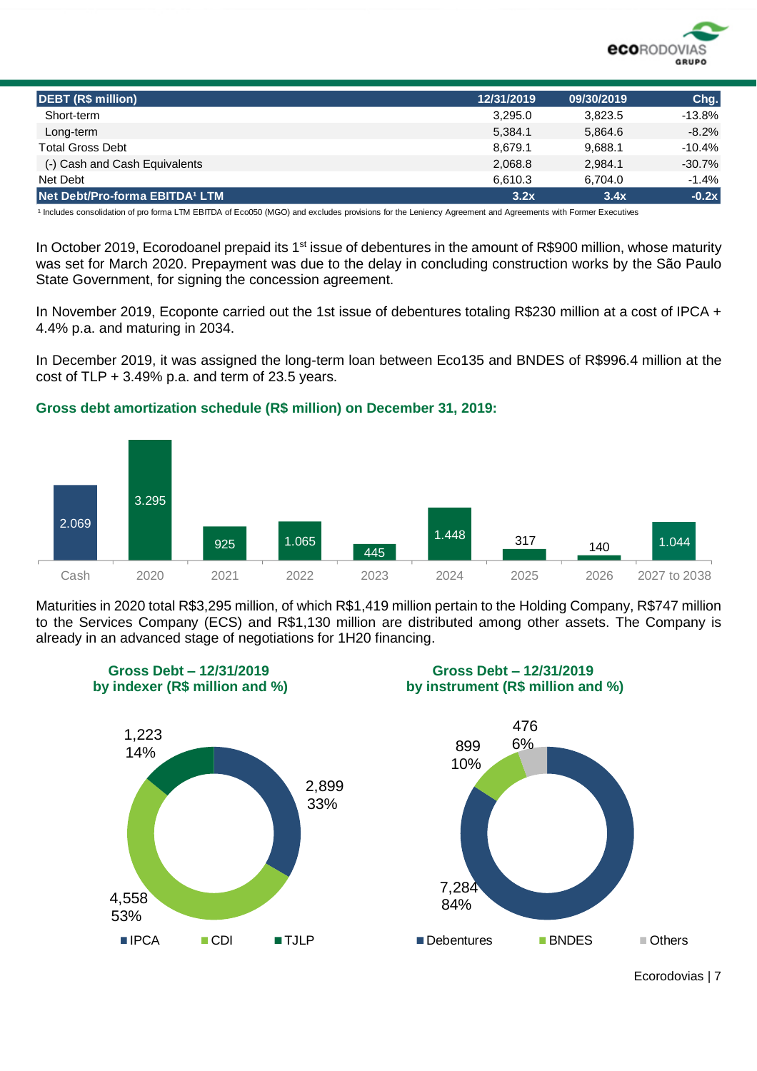| DEBT (R$ million) | 12/31/2019 | 09/30/2019 | Chg. |
|---|---|---|---|
| Short-term | 3,295.0 | 3,823.5 | -13.8% |
| Long-term | 5,384.1 | 5,864.6 | -8.2% |
| Total Gross Debt | 8,679.1 | 9,688.1 | -10.4% |
| (-) Cash and Cash Equivalents | 2,068.8 | 2,984.1 | -30.7% |
| Net Debt | 6,610.3 | 6,704.0 | -1.4% |
| **Net Debt/Pro-forma EBITDA[1] LTM** | **3.2x** | **3.4x** | **-0.2x** |

[1] Includes consolidation of pro forma LTM EBITDA of Eco050 (MGO) and excludes provisions for the Leniency Agreement and Agreements with Former Executives

In October 2019, Ecorodoanel prepaid its 1st issue of debentures in the amount of R$900 million, whose maturity was set for March 2020. Prepayment was due to the delay in concluding construction works by the São Paulo State Government, for signing the concession agreement.

In November 2019, Ecoponte carried out the 1st issue of debentures totaling R$230 million at a cost of IPCA + 4.4% p.a. and maturing in 2034.

In December 2019, it was assigned the long-term loan between Eco135 and BNDES of R$996.4 million at the cost of TLP + 3.49% p.a. and term of 23.5 years.

## Gross debt amortization schedule (R$ million) on December 31, 2019:

| Cash | 2020 | 2021 | 2022 | 2023 | 2024 | 2025 | 2026 | 2027 to 2038 |
|---|---|---|---|---|---|---|---|---|
| 2.069 | 3.295 | 925 | 1.065 | 445 | 1.448 | 317 | 140 | 1.044 |

Maturities in 2020 total R$3,295 million, of which R$1,419 million pertain to the Holding Company, R$747 million to the Services Company (ECS) and R$1,130 million are distributed among other assets. The Company is already in an advanced stage of negotiations for 1H20 financing.

## Gross Debt – 12/31/2019 by indexer (R$ million and %)

| Indexer | R$ million | % |
|---|---|---|
| IPCA | 2,899 | 33% |
| CDI | 4,558 | 53% |
| TJLP | 1,223 | 14% |

## Gross Debt – 12/31/2019 by instrument (R$ million and %)

| Instrument | R$ million | % |
|---|---|---|
| Debentures | 7,284 | 84% |
| BNDES | 899 | 10% |
| Others | 476 | 6% |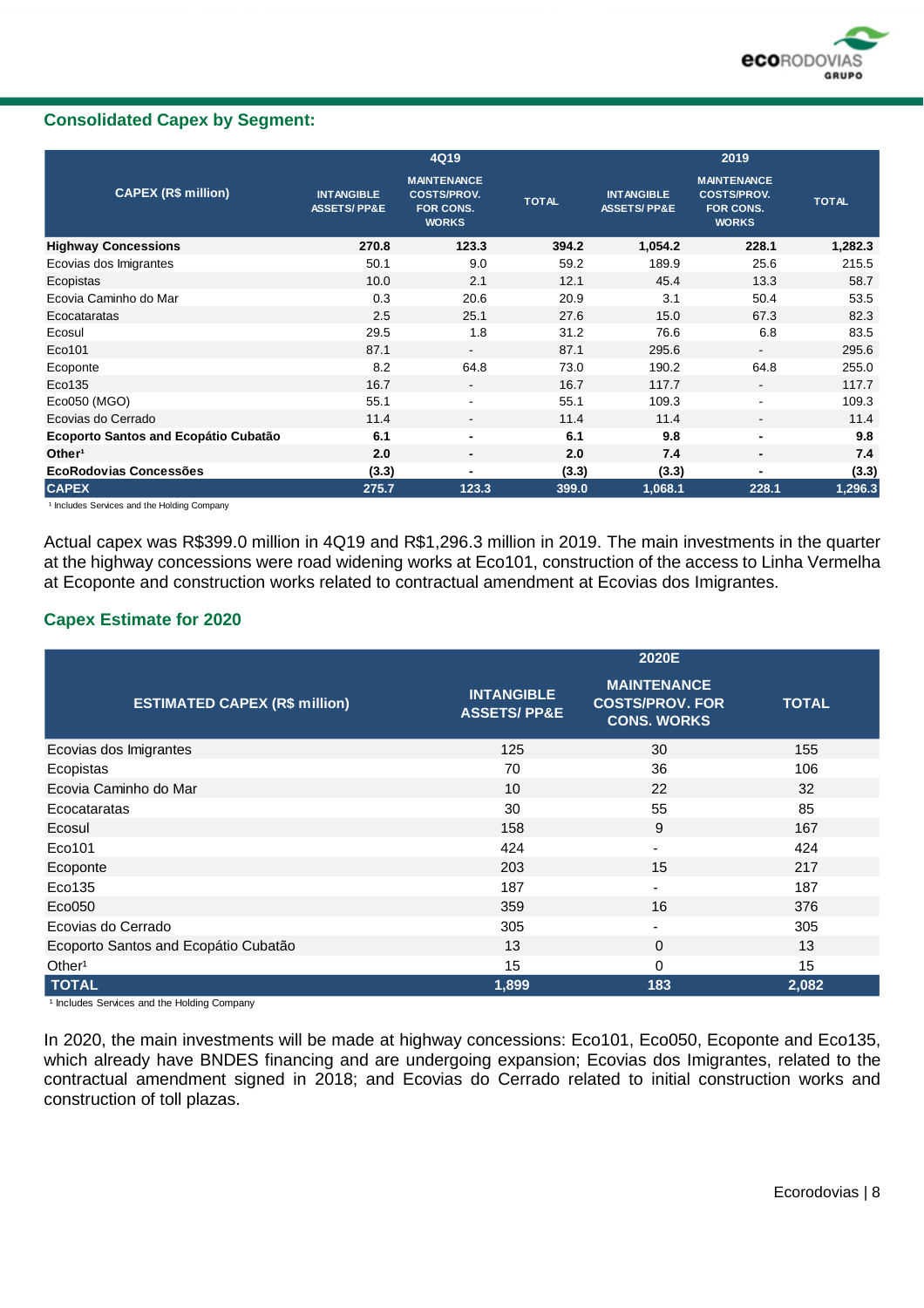## Consolidated Capex by Segment:

| CAPEX (R$ million) | 4Q19 | | | 2019 | | |
|---|---|---|---|---|---|---|
| | INTANGIBLE ASSETS/ PP&E | MAINTENANCE COSTS/PROV. FOR CONS. WORKS | TOTAL | INTANGIBLE ASSETS/ PP&E | MAINTENANCE COSTS/PROV. FOR CONS. WORKS | TOTAL |
| **Highway Concessions** | **270.8** | **123.3** | **394.2** | **1,054.2** | **228.1** | **1,282.3** |
| Ecovias dos Imigrantes | 50.1 | 9.0 | 59.2 | 189.9 | 25.6 | 215.5 |
| Ecopistas | 10.0 | 2.1 | 12.1 | 45.4 | 13.3 | 58.7 |
| Ecovia Caminho do Mar | 0.3 | 20.6 | 20.9 | 3.1 | 50.4 | 53.5 |
| Ecocataratas | 2.5 | 25.1 | 27.6 | 15.0 | 67.3 | 82.3 |
| Ecosul | 29.5 | 1.8 | 31.2 | 76.6 | 6.8 | 83.5 |
| Eco101 | 87.1 | - | 87.1 | 295.6 | - | 295.6 |
| Ecoponte | 8.2 | 64.8 | 73.0 | 190.2 | 64.8 | 255.0 |
| Eco135 | 16.7 | - | 16.7 | 117.7 | - | 117.7 |
| Eco050 (MGO) | 55.1 | - | 55.1 | 109.3 | - | 109.3 |
| Ecovias do Cerrado | 11.4 | - | 11.4 | 11.4 | - | 11.4 |
| **Ecoporto Santos and Ecopátio Cubatão** | **6.1** | **-** | **6.1** | **9.8** | **-** | **9.8** |
| **Other[1]** | **2.0** | **-** | **2.0** | **7.4** | **-** | **7.4** |
| **EcoRodovias Concessões** | **(3.3)** | **-** | **(3.3)** | **(3.3)** | **-** | **(3.3)** |
| **CAPEX** | **275.7** | **123.3** | **399.0** | **1,068.1** | **228.1** | **1,296.3** |

[1] Includes Services and the Holding Company

Actual capex was R$399.0 million in 4Q19 and R$1,296.3 million in 2019. The main investments in the quarter at the highway concessions were road widening works at Eco101, construction of the access to Linha Vermelha at Ecoponte and construction works related to contractual amendment at Ecovias dos Imigrantes.

## Capex Estimate for 2020

| ESTIMATED CAPEX (R$ million) | 2020E | | |
|---|---|---|---|
| | INTANGIBLE ASSETS/ PP&E | MAINTENANCE COSTS/PROV. FOR CONS. WORKS | TOTAL |
| Ecovias dos Imigrantes | 125 | 30 | 155 |
| Ecopistas | 70 | 36 | 106 |
| Ecovia Caminho do Mar | 10 | 22 | 32 |
| Ecocataratas | 30 | 55 | 85 |
| Ecosul | 158 | 9 | 167 |
| Eco101 | 424 | - | 424 |
| Ecoponte | 203 | 15 | 217 |
| Eco135 | 187 | - | 187 |
| Eco050 | 359 | 16 | 376 |
| Ecovias do Cerrado | 305 | - | 305 |
| Ecoporto Santos and Ecopátio Cubatão | 13 | 0 | 13 |
| Other[1] | 15 | 0 | 15 |
| **TOTAL** | **1,899** | **183** | **2,082** |

[1] Includes Services and the Holding Company

In 2020, the main investments will be made at highway concessions: Eco101, Eco050, Ecoponte and Eco135, which already have BNDES financing and are undergoing expansion; Ecovias dos Imigrantes, related to the contractual amendment signed in 2018; and Ecovias do Cerrado related to initial construction works and construction of toll plazas.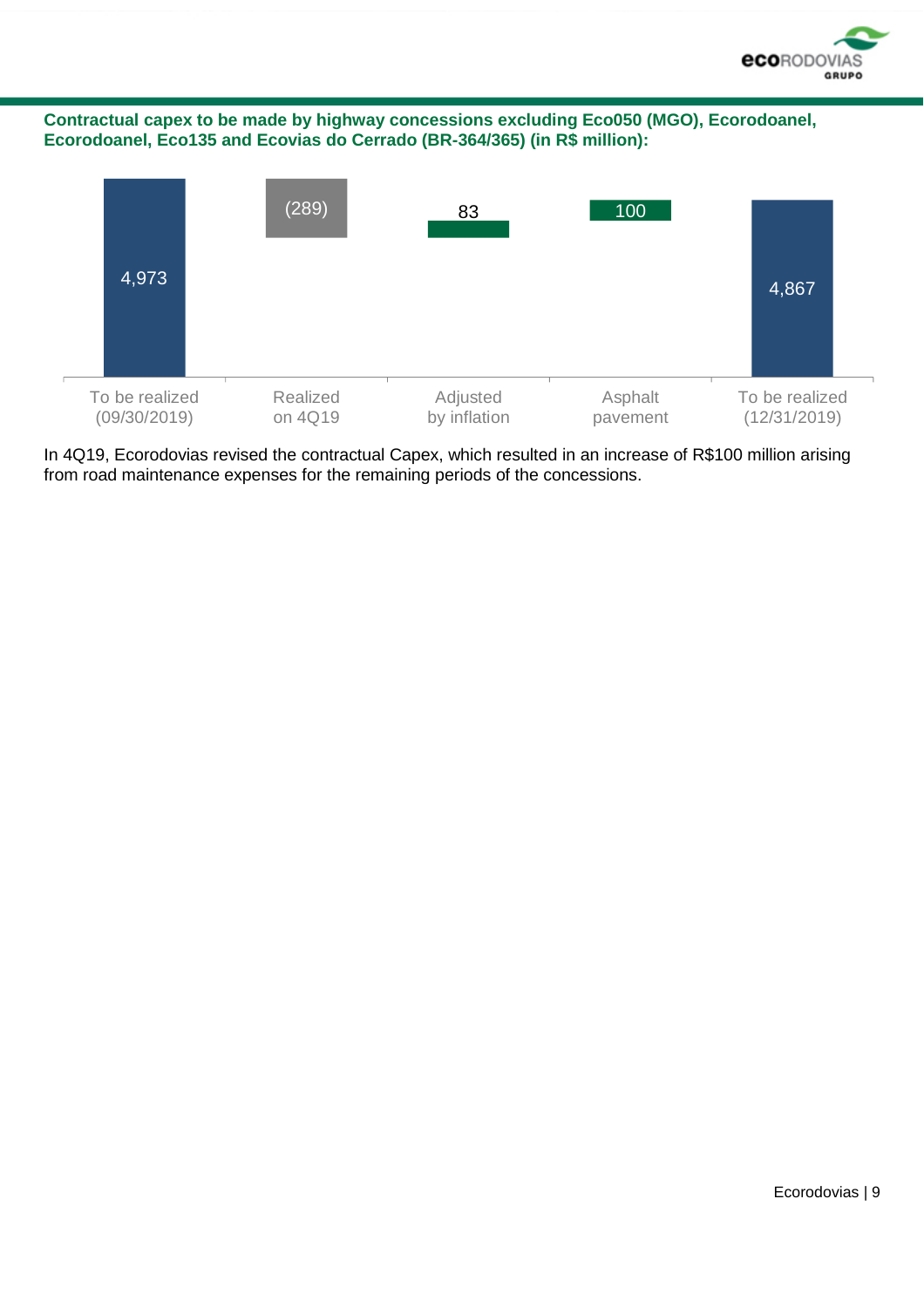**Contractual capex to be made by highway concessions excluding Eco050 (MGO), Ecorodoanel, Ecorodoanel, Eco135 and Ecovias do Cerrado (BR-364/365) (in R$ million):**

| To be realized (09/30/2019) | Realized on 4Q19 | Adjusted by inflation | Asphalt pavement | To be realized (12/31/2019) |
|---|---|---|---|---|
| 4,973 | (289) | 83 | 100 | 4,867 |

In 4Q19, Ecorodovias revised the contractual Capex, which resulted in an increase of R$100 million arising from road maintenance expenses for the remaining periods of the concessions.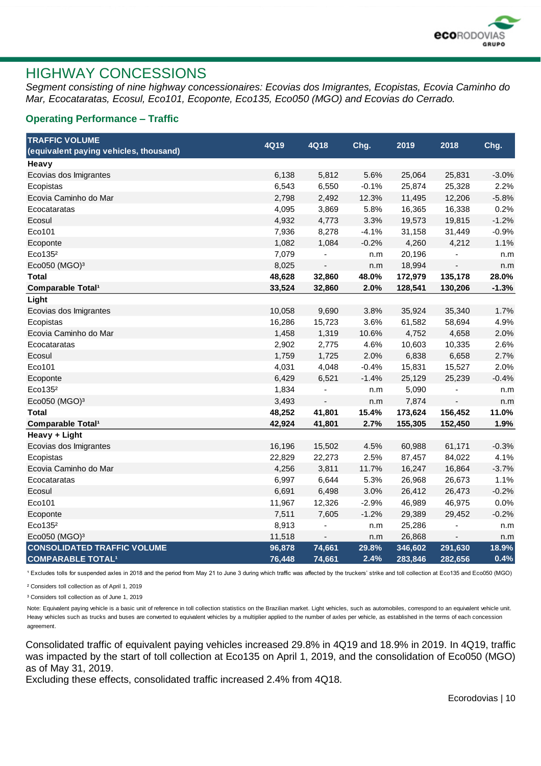# HIGHWAY CONCESSIONS

*Segment consisting of nine highway concessionaires: Ecovias dos Imigrantes, Ecopistas, Ecovia Caminho do Mar, Ecocataratas, Ecosul, Eco101, Ecoponte, Eco135, Eco050 (MGO) and Ecovias do Cerrado.*

### Operating Performance – Traffic

| TRAFFIC VOLUME (equivalent paying vehicles, thousand) | 4Q19 | 4Q18 | Chg. | 2019 | 2018 | Chg. |
|---|---|---|---|---|---|---|
| **Heavy** | | | | | | |
| Ecovias dos Imigrantes | 6,138 | 5,812 | 5.6% | 25,064 | 25,831 | -3.0% |
| Ecopistas | 6,543 | 6,550 | -0.1% | 25,874 | 25,328 | 2.2% |
| Ecovia Caminho do Mar | 2,798 | 2,492 | 12.3% | 11,495 | 12,206 | -5.8% |
| Ecocataratas | 4,095 | 3,869 | 5.8% | 16,365 | 16,338 | 0.2% |
| Ecosul | 4,932 | 4,773 | 3.3% | 19,573 | 19,815 | -1.2% |
| Eco101 | 7,936 | 8,278 | -4.1% | 31,158 | 31,449 | -0.9% |
| Ecoponte | 1,082 | 1,084 | -0.2% | 4,260 | 4,212 | 1.1% |
| Eco135[2] | 7,079 | - | n.m | 20,196 | - | n.m |
| Eco050 (MGO)[3] | 8,025 | - | n.m | 18,994 | - | n.m |
| **Total** | **48,628** | **32,860** | **48.0%** | **172,979** | **135,178** | **28.0%** |
| **Comparable Total[1]** | **33,524** | **32,860** | **2.0%** | **128,541** | **130,206** | **-1.3%** |
| **Light** | | | | | | |
| Ecovias dos Imigrantes | 10,058 | 9,690 | 3.8% | 35,924 | 35,340 | 1.7% |
| Ecopistas | 16,286 | 15,723 | 3.6% | 61,582 | 58,694 | 4.9% |
| Ecovia Caminho do Mar | 1,458 | 1,319 | 10.6% | 4,752 | 4,658 | 2.0% |
| Ecocataratas | 2,902 | 2,775 | 4.6% | 10,603 | 10,335 | 2.6% |
| Ecosul | 1,759 | 1,725 | 2.0% | 6,838 | 6,658 | 2.7% |
| Eco101 | 4,031 | 4,048 | -0.4% | 15,831 | 15,527 | 2.0% |
| Ecoponte | 6,429 | 6,521 | -1.4% | 25,129 | 25,239 | -0.4% |
| Eco135[2] | 1,834 | - | n.m | 5,090 | - | n.m |
| Eco050 (MGO)[3] | 3,493 | - | n.m | 7,874 | - | n.m |
| **Total** | **48,252** | **41,801** | **15.4%** | **173,624** | **156,452** | **11.0%** |
| **Comparable Total[1]** | **42,924** | **41,801** | **2.7%** | **155,305** | **152,450** | **1.9%** |
| **Heavy + Light** | | | | | | |
| Ecovias dos Imigrantes | 16,196 | 15,502 | 4.5% | 60,988 | 61,171 | -0.3% |
| Ecopistas | 22,829 | 22,273 | 2.5% | 87,457 | 84,022 | 4.1% |
| Ecovia Caminho do Mar | 4,256 | 3,811 | 11.7% | 16,247 | 16,864 | -3.7% |
| Ecocataratas | 6,997 | 6,644 | 5.3% | 26,968 | 26,673 | 1.1% |
| Ecosul | 6,691 | 6,498 | 3.0% | 26,412 | 26,473 | -0.2% |
| Eco101 | 11,967 | 12,326 | -2.9% | 46,989 | 46,975 | 0.0% |
| Ecoponte | 7,511 | 7,605 | -1.2% | 29,389 | 29,452 | -0.2% |
| Eco135[2] | 8,913 | - | n.m | 25,286 | - | n.m |
| Eco050 (MGO)[3] | 11,518 | - | n.m | 26,868 | - | n.m |
| **CONSOLIDATED TRAFFIC VOLUME** | **96,878** | **74,661** | **29.8%** | **346,602** | **291,630** | **18.9%** |
| **COMPARABLE TOTAL[1]** | **76,448** | **74,661** | **2.4%** | **283,846** | **282,656** | **0.4%** |

[1] Excludes tolls for suspended axles in 2018 and the period from May 21 to June 3 during which traffic was affected by the truckers' strike and toll collection at Eco135 and Eco050 (MGO)

[2] Considers toll collection as of April 1, 2019

[3] Considers toll collection as of June 1, 2019

Note: Equivalent paying vehicle is a basic unit of reference in toll collection statistics on the Brazilian market. Light vehicles, such as automobiles, correspond to an equivalent vehicle unit. Heavy vehicles such as trucks and buses are converted to equivalent vehicles by a multiplier applied to the number of axles per vehicle, as established in the terms of each concession agreement.

Consolidated traffic of equivalent paying vehicles increased 29.8% in 4Q19 and 18.9% in 2019. In 4Q19, traffic was impacted by the start of toll collection at Eco135 on April 1, 2019, and the consolidation of Eco050 (MGO) as of May 31, 2019.

Excluding these effects, consolidated traffic increased 2.4% from 4Q18.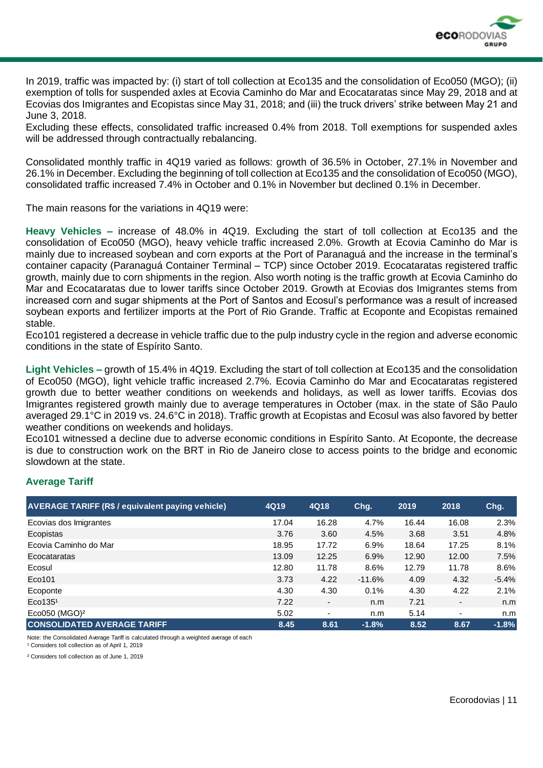In 2019, traffic was impacted by: (i) start of toll collection at Eco135 and the consolidation of Eco050 (MGO); (ii) exemption of tolls for suspended axles at Ecovia Caminho do Mar and Ecocataratas since May 29, 2018 and at Ecovias dos Imigrantes and Ecopistas since May 31, 2018; and (iii) the truck drivers' strike between May 21 and June 3, 2018.
Excluding these effects, consolidated traffic increased 0.4% from 2018. Toll exemptions for suspended axles will be addressed through contractually rebalancing.

Consolidated monthly traffic in 4Q19 varied as follows: growth of 36.5% in October, 27.1% in November and 26.1% in December. Excluding the beginning of toll collection at Eco135 and the consolidation of Eco050 (MGO), consolidated traffic increased 7.4% in October and 0.1% in November but declined 0.1% in December.

The main reasons for the variations in 4Q19 were:

**Heavy Vehicles –** increase of 48.0% in 4Q19. Excluding the start of toll collection at Eco135 and the consolidation of Eco050 (MGO), heavy vehicle traffic increased 2.0%. Growth at Ecovia Caminho do Mar is mainly due to increased soybean and corn exports at the Port of Paranaguá and the increase in the terminal's container capacity (Paranaguá Container Terminal – TCP) since October 2019. Ecocataratas registered traffic growth, mainly due to corn shipments in the region. Also worth noting is the traffic growth at Ecovia Caminho do Mar and Ecocataratas due to lower tariffs since October 2019. Growth at Ecovias dos Imigrantes stems from increased corn and sugar shipments at the Port of Santos and Ecosul's performance was a result of increased soybean exports and fertilizer imports at the Port of Rio Grande. Traffic at Ecoponte and Ecopistas remained stable.
Eco101 registered a decrease in vehicle traffic due to the pulp industry cycle in the region and adverse economic conditions in the state of Espírito Santo.

**Light Vehicles –** growth of 15.4% in 4Q19. Excluding the start of toll collection at Eco135 and the consolidation of Eco050 (MGO), light vehicle traffic increased 2.7%. Ecovia Caminho do Mar and Ecocataratas registered growth due to better weather conditions on weekends and holidays, as well as lower tariffs. Ecovias dos Imigrantes registered growth mainly due to average temperatures in October (max. in the state of São Paulo averaged 29.1°C in 2019 vs. 24.6°C in 2018). Traffic growth at Ecopistas and Ecosul was also favored by better weather conditions on weekends and holidays.
Eco101 witnessed a decline due to adverse economic conditions in Espírito Santo. At Ecoponte, the decrease is due to construction work on the BRT in Rio de Janeiro close to access points to the bridge and economic slowdown at the state.

### Average Tariff

| AVERAGE TARIFF (R$ / equivalent paying vehicle) | 4Q19 | 4Q18 | Chg. | 2019 | 2018 | Chg. |
|---|---|---|---|---|---|---|
| Ecovias dos Imigrantes | 17.04 | 16.28 | 4.7% | 16.44 | 16.08 | 2.3% |
| Ecopistas | 3.76 | 3.60 | 4.5% | 3.68 | 3.51 | 4.8% |
| Ecovia Caminho do Mar | 18.95 | 17.72 | 6.9% | 18.64 | 17.25 | 8.1% |
| Ecocataratas | 13.09 | 12.25 | 6.9% | 12.90 | 12.00 | 7.5% |
| Ecosul | 12.80 | 11.78 | 8.6% | 12.79 | 11.78 | 8.6% |
| Eco101 | 3.73 | 4.22 | -11.6% | 4.09 | 4.32 | -5.4% |
| Ecoponte | 4.30 | 4.30 | 0.1% | 4.30 | 4.22 | 2.1% |
| Eco135[1] | 7.22 | - | n.m | 7.21 | - | n.m |
| Eco050 (MGO)[2] | 5.02 | - | n.m | 5.14 | - | n.m |
| **CONSOLIDATED AVERAGE TARIFF** | **8.45** | **8.61** | **-1.8%** | **8.52** | **8.67** | **-1.8%** |

Note: the Consolidated Average Tariff is calculated through a weighted average of each
[1] Considers toll collection as of April 1, 2019
[2] Considers toll collection as of June 1, 2019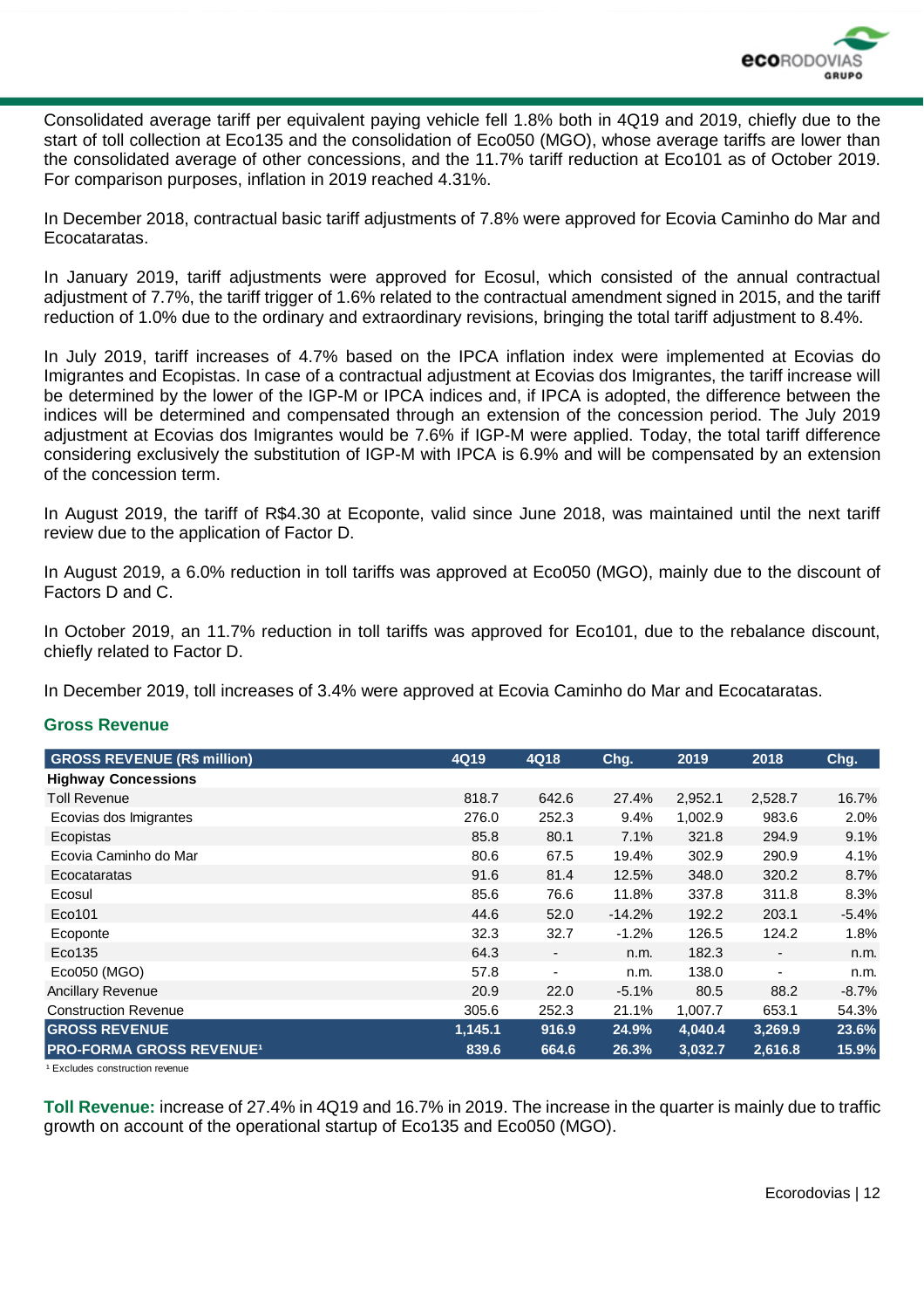Consolidated average tariff per equivalent paying vehicle fell 1.8% both in 4Q19 and 2019, chiefly due to the start of toll collection at Eco135 and the consolidation of Eco050 (MGO), whose average tariffs are lower than the consolidated average of other concessions, and the 11.7% tariff reduction at Eco101 as of October 2019. For comparison purposes, inflation in 2019 reached 4.31%.

In December 2018, contractual basic tariff adjustments of 7.8% were approved for Ecovia Caminho do Mar and Ecocataratas.

In January 2019, tariff adjustments were approved for Ecosul, which consisted of the annual contractual adjustment of 7.7%, the tariff trigger of 1.6% related to the contractual amendment signed in 2015, and the tariff reduction of 1.0% due to the ordinary and extraordinary revisions, bringing the total tariff adjustment to 8.4%.

In July 2019, tariff increases of 4.7% based on the IPCA inflation index were implemented at Ecovias do Imigrantes and Ecopistas. In case of a contractual adjustment at Ecovias dos Imigrantes, the tariff increase will be determined by the lower of the IGP-M or IPCA indices and, if IPCA is adopted, the difference between the indices will be determined and compensated through an extension of the concession period. The July 2019 adjustment at Ecovias dos Imigrantes would be 7.6% if IGP-M were applied. Today, the total tariff difference considering exclusively the substitution of IGP-M with IPCA is 6.9% and will be compensated by an extension of the concession term.

In August 2019, the tariff of R$4.30 at Ecoponte, valid since June 2018, was maintained until the next tariff review due to the application of Factor D.

In August 2019, a 6.0% reduction in toll tariffs was approved at Eco050 (MGO), mainly due to the discount of Factors D and C.

In October 2019, an 11.7% reduction in toll tariffs was approved for Eco101, due to the rebalance discount, chiefly related to Factor D.

In December 2019, toll increases of 3.4% were approved at Ecovia Caminho do Mar and Ecocataratas.

## Gross Revenue

| GROSS REVENUE (R$ million) | 4Q19 | 4Q18 | Chg. | 2019 | 2018 | Chg. |
|---|---|---|---|---|---|---|
| **Highway Concessions** | | | | | | |
| Toll Revenue | 818.7 | 642.6 | 27.4% | 2,952.1 | 2,528.7 | 16.7% |
| Ecovias dos Imigrantes | 276.0 | 252.3 | 9.4% | 1,002.9 | 983.6 | 2.0% |
| Ecopistas | 85.8 | 80.1 | 7.1% | 321.8 | 294.9 | 9.1% |
| Ecovia Caminho do Mar | 80.6 | 67.5 | 19.4% | 302.9 | 290.9 | 4.1% |
| Ecocataratas | 91.6 | 81.4 | 12.5% | 348.0 | 320.2 | 8.7% |
| Ecosul | 85.6 | 76.6 | 11.8% | 337.8 | 311.8 | 8.3% |
| Eco101 | 44.6 | 52.0 | -14.2% | 192.2 | 203.1 | -5.4% |
| Ecoponte | 32.3 | 32.7 | -1.2% | 126.5 | 124.2 | 1.8% |
| Eco135 | 64.3 | - | n.m. | 182.3 | - | n.m. |
| Eco050 (MGO) | 57.8 | - | n.m. | 138.0 | - | n.m. |
| Ancillary Revenue | 20.9 | 22.0 | -5.1% | 80.5 | 88.2 | -8.7% |
| Construction Revenue | 305.6 | 252.3 | 21.1% | 1,007.7 | 653.1 | 54.3% |
| **GROSS REVENUE** | **1,145.1** | **916.9** | **24.9%** | **4,040.4** | **3,269.9** | **23.6%** |
| **PRO-FORMA GROSS REVENUE[1]** | **839.6** | **664.6** | **26.3%** | **3,032.7** | **2,616.8** | **15.9%** |

[1] Excludes construction revenue

**Toll Revenue:** increase of 27.4% in 4Q19 and 16.7% in 2019. The increase in the quarter is mainly due to traffic growth on account of the operational startup of Eco135 and Eco050 (MGO).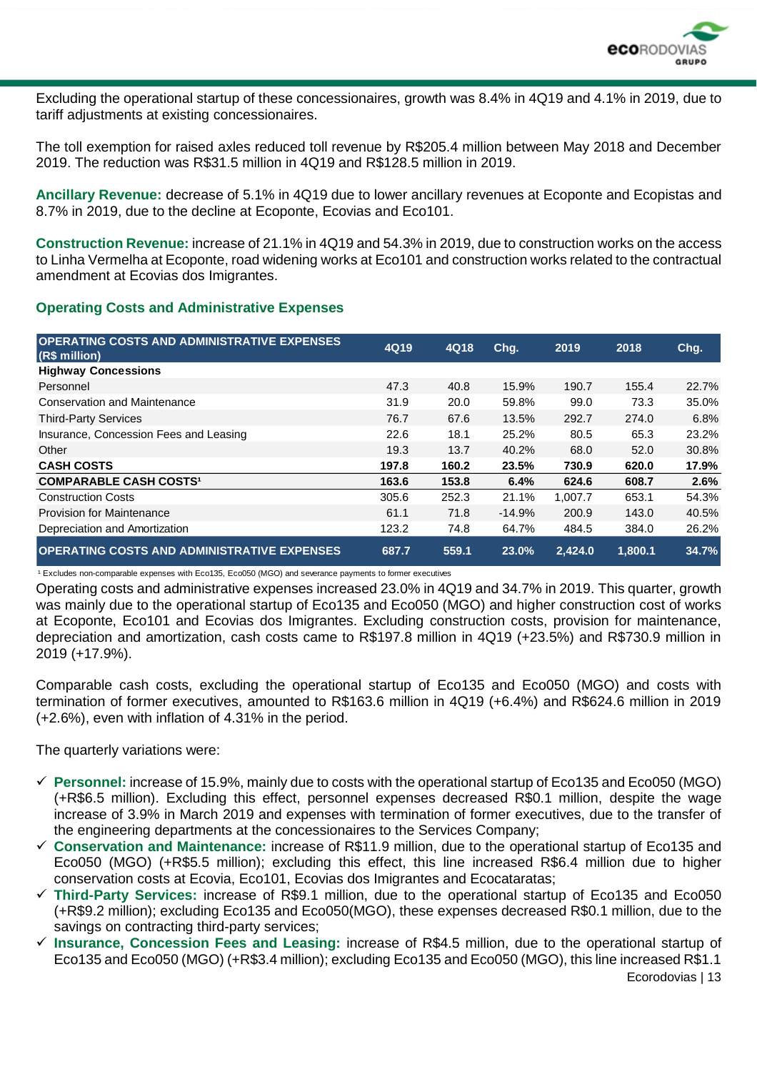Excluding the operational startup of these concessionaires, growth was 8.4% in 4Q19 and 4.1% in 2019, due to tariff adjustments at existing concessionaires.

The toll exemption for raised axles reduced toll revenue by R$205.4 million between May 2018 and December 2019. The reduction was R$31.5 million in 4Q19 and R$128.5 million in 2019.

**Ancillary Revenue:** decrease of 5.1% in 4Q19 due to lower ancillary revenues at Ecoponte and Ecopistas and 8.7% in 2019, due to the decline at Ecoponte, Ecovias and Eco101.

**Construction Revenue:** increase of 21.1% in 4Q19 and 54.3% in 2019, due to construction works on the access to Linha Vermelha at Ecoponte, road widening works at Eco101 and construction works related to the contractual amendment at Ecovias dos Imigrantes.

### Operating Costs and Administrative Expenses

| OPERATING COSTS AND ADMINISTRATIVE EXPENSES (R$ million) | 4Q19 | 4Q18 | Chg. | 2019 | 2018 | Chg. |
|---|---|---|---|---|---|---|
| **Highway Concessions** | | | | | | |
| Personnel | 47.3 | 40.8 | 15.9% | 190.7 | 155.4 | 22.7% |
| Conservation and Maintenance | 31.9 | 20.0 | 59.8% | 99.0 | 73.3 | 35.0% |
| Third-Party Services | 76.7 | 67.6 | 13.5% | 292.7 | 274.0 | 6.8% |
| Insurance, Concession Fees and Leasing | 22.6 | 18.1 | 25.2% | 80.5 | 65.3 | 23.2% |
| Other | 19.3 | 13.7 | 40.2% | 68.0 | 52.0 | 30.8% |
| **CASH COSTS** | **197.8** | **160.2** | **23.5%** | **730.9** | **620.0** | **17.9%** |
| **COMPARABLE CASH COSTS[1]** | **163.6** | **153.8** | **6.4%** | **624.6** | **608.7** | **2.6%** |
| Construction Costs | 305.6 | 252.3 | 21.1% | 1,007.7 | 653.1 | 54.3% |
| Provision for Maintenance | 61.1 | 71.8 | -14.9% | 200.9 | 143.0 | 40.5% |
| Depreciation and Amortization | 123.2 | 74.8 | 64.7% | 484.5 | 384.0 | 26.2% |
| **OPERATING COSTS AND ADMINISTRATIVE EXPENSES** | **687.7** | **559.1** | **23.0%** | **2,424.0** | **1,800.1** | **34.7%** |

[1] Excludes non-comparable expenses with Eco135, Eco050 (MGO) and severance payments to former executives

Operating costs and administrative expenses increased 23.0% in 4Q19 and 34.7% in 2019. This quarter, growth was mainly due to the operational startup of Eco135 and Eco050 (MGO) and higher construction cost of works at Ecoponte, Eco101 and Ecovias dos Imigrantes. Excluding construction costs, provision for maintenance, depreciation and amortization, cash costs came to R$197.8 million in 4Q19 (+23.5%) and R$730.9 million in 2019 (+17.9%).

Comparable cash costs, excluding the operational startup of Eco135 and Eco050 (MGO) and costs with termination of former executives, amounted to R$163.6 million in 4Q19 (+6.4%) and R$624.6 million in 2019 (+2.6%), even with inflation of 4.31% in the period.

The quarterly variations were:

- ✓ **Personnel:** increase of 15.9%, mainly due to costs with the operational startup of Eco135 and Eco050 (MGO) (+R$6.5 million). Excluding this effect, personnel expenses decreased R$0.1 million, despite the wage increase of 3.9% in March 2019 and expenses with termination of former executives, due to the transfer of the engineering departments at the concessionaires to the Services Company;
- ✓ **Conservation and Maintenance:** increase of R$11.9 million, due to the operational startup of Eco135 and Eco050 (MGO) (+R$5.5 million); excluding this effect, this line increased R$6.4 million due to higher conservation costs at Ecovia, Eco101, Ecovias dos Imigrantes and Ecocataratas;
- ✓ **Third-Party Services:** increase of R$9.1 million, due to the operational startup of Eco135 and Eco050 (+R$9.2 million); excluding Eco135 and Eco050(MGO), these expenses decreased R$0.1 million, due to the savings on contracting third-party services;
- ✓ **Insurance, Concession Fees and Leasing:** increase of R$4.5 million, due to the operational startup of Eco135 and Eco050 (MGO) (+R$3.4 million); excluding Eco135 and Eco050 (MGO), this line increased R$1.1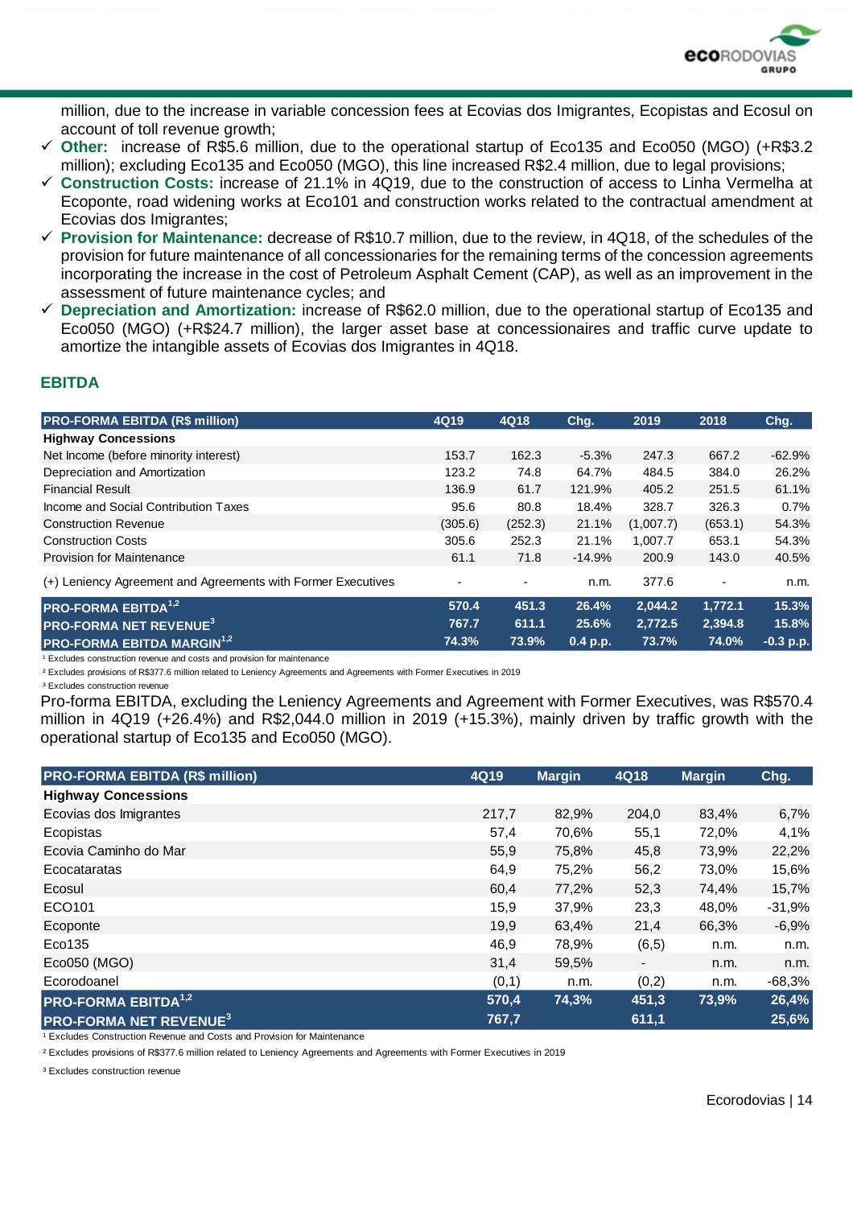million, due to the increase in variable concession fees at Ecovias dos Imigrantes, Ecopistas and Ecosul on account of toll revenue growth;

- ✓ **Other:** increase of R$5.6 million, due to the operational startup of Eco135 and Eco050 (MGO) (+R$3.2 million); excluding Eco135 and Eco050 (MGO), this line increased R$2.4 million, due to legal provisions;
- ✓ **Construction Costs:** increase of 21.1% in 4Q19, due to the construction of access to Linha Vermelha at Ecoponte, road widening works at Eco101 and construction works related to the contractual amendment at Ecovias dos Imigrantes;
- ✓ **Provision for Maintenance:** decrease of R$10.7 million, due to the review, in 4Q18, of the schedules of the provision for future maintenance of all concessionaries for the remaining terms of the concession agreements incorporating the increase in the cost of Petroleum Asphalt Cement (CAP), as well as an improvement in the assessment of future maintenance cycles; and
- ✓ **Depreciation and Amortization:** increase of R$62.0 million, due to the operational startup of Eco135 and Eco050 (MGO) (+R$24.7 million), the larger asset base at concessionaires and traffic curve update to amortize the intangible assets of Ecovias dos Imigrantes in 4Q18.

## EBITDA

| PRO-FORMA EBITDA (R$ million) | 4Q19 | 4Q18 | Chg. | 2019 | 2018 | Chg. |
|---|---|---|---|---|---|---|
| **Highway Concessions** | | | | | | |
| Net Income (before minority interest) | 153.7 | 162.3 | -5.3% | 247.3 | 667.2 | -62.9% |
| Depreciation and Amortization | 123.2 | 74.8 | 64.7% | 484.5 | 384.0 | 26.2% |
| Financial Result | 136.9 | 61.7 | 121.9% | 405.2 | 251.5 | 61.1% |
| Income and Social Contribution Taxes | 95.6 | 80.8 | 18.4% | 328.7 | 326.3 | 0.7% |
| Construction Revenue | (305.6) | (252.3) | 21.1% | (1,007.7) | (653.1) | 54.3% |
| Construction Costs | 305.6 | 252.3 | 21.1% | 1,007.7 | 653.1 | 54.3% |
| Provision for Maintenance | 61.1 | 71.8 | -14.9% | 200.9 | 143.0 | 40.5% |
| (+) Leniency Agreement and Agreements with Former Executives | - | - | n.m. | 377.6 | - | n.m. |
| **PRO-FORMA EBITDA[1,2]** | **570.4** | **451.3** | **26.4%** | **2,044.2** | **1,772.1** | **15.3%** |
| **PRO-FORMA NET REVENUE[3]** | **767.7** | **611.1** | **25.6%** | **2,772.5** | **2,394.8** | **15.8%** |
| **PRO-FORMA EBITDA MARGIN[1,2]** | **74.3%** | **73.9%** | **0.4 p.p.** | **73.7%** | **74.0%** | **-0.3 p.p.** |

[1] Excludes construction revenue and costs and provision for maintenance

[2] Excludes provisions of R$377.6 million related to Leniency Agreements and Agreements with Former Executives in 2019

[3] Excludes construction revenue

Pro-forma EBITDA, excluding the Leniency Agreements and Agreement with Former Executives, was R$570.4 million in 4Q19 (+26.4%) and R$2,044.0 million in 2019 (+15.3%), mainly driven by traffic growth with the operational startup of Eco135 and Eco050 (MGO).

| PRO-FORMA EBITDA (R$ million) | 4Q19 | Margin | 4Q18 | Margin | Chg. |
|---|---|---|---|---|---|
| **Highway Concessions** | | | | | |
| Ecovias dos Imigrantes | 217,7 | 82,9% | 204,0 | 83,4% | 6,7% |
| Ecopistas | 57,4 | 70,6% | 55,1 | 72,0% | 4,1% |
| Ecovia Caminho do Mar | 55,9 | 75,8% | 45,8 | 73,9% | 22,2% |
| Ecocataratas | 64,9 | 75,2% | 56,2 | 73,0% | 15,6% |
| Ecosul | 60,4 | 77,2% | 52,3 | 74,4% | 15,7% |
| ECO101 | 15,9 | 37,9% | 23,3 | 48,0% | -31,9% |
| Ecoponte | 19,9 | 63,4% | 21,4 | 66,3% | -6,9% |
| Eco135 | 46,9 | 78,9% | (6,5) | n.m. | n.m. |
| Eco050 (MGO) | 31,4 | 59,5% | - | n.m. | n.m. |
| Ecorodoanel | (0,1) | n.m. | (0,2) | n.m. | -68,3% |
| **PRO-FORMA EBITDA[1,2]** | **570,4** | **74,3%** | **451,3** | **73,9%** | **26,4%** |
| **PRO-FORMA NET REVENUE[3]** | **767,7** | | **611,1** | | **25,6%** |

[1] Excludes Construction Revenue and Costs and Provision for Maintenance

[2] Excludes provisions of R$377.6 million related to Leniency Agreements and Agreements with Former Executives in 2019

[3] Excludes construction revenue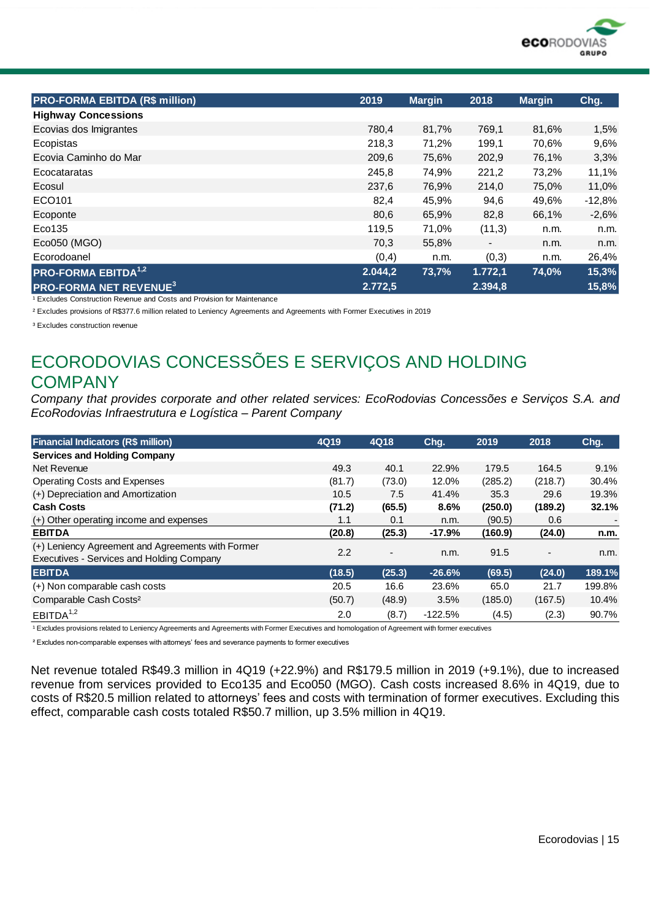| PRO-FORMA EBITDA (R$ million) | 2019 | Margin | 2018 | Margin | Chg. |
|---|---|---|---|---|---|
| **Highway Concessions** | | | | | |
| Ecovias dos Imigrantes | 780,4 | 81,7% | 769,1 | 81,6% | 1,5% |
| Ecopistas | 218,3 | 71,2% | 199,1 | 70,6% | 9,6% |
| Ecovia Caminho do Mar | 209,6 | 75,6% | 202,9 | 76,1% | 3,3% |
| Ecocataratas | 245,8 | 74,9% | 221,2 | 73,2% | 11,1% |
| Ecosul | 237,6 | 76,9% | 214,0 | 75,0% | 11,0% |
| ECO101 | 82,4 | 45,9% | 94,6 | 49,6% | -12,8% |
| Ecoponte | 80,6 | 65,9% | 82,8 | 66,1% | -2,6% |
| Eco135 | 119,5 | 71,0% | (11,3) | n.m. | n.m. |
| Eco050 (MGO) | 70,3 | 55,8% | - | n.m. | n.m. |
| Ecorodoanel | (0,4) | n.m. | (0,3) | n.m. | 26,4% |
| **PRO-FORMA EBITDA[1,2]** | **2.044,2** | **73,7%** | **1.772,1** | **74,0%** | **15,3%** |
| **PRO-FORMA NET REVENUE[3]** | **2.772,5** | | **2.394,8** | | **15,8%** |

¹ Excludes Construction Revenue and Costs and Provision for Maintenance

² Excludes provisions of R$377.6 million related to Leniency Agreements and Agreements with Former Executives in 2019

³ Excludes construction revenue

## ECORODOVIAS CONCESSÕES E SERVIÇOS AND HOLDING COMPANY

*Company that provides corporate and other related services: EcoRodovias Concessões e Serviços S.A. and EcoRodovias Infraestrutura e Logística – Parent Company*

| Financial Indicators (R$ million) | 4Q19 | 4Q18 | Chg. | 2019 | 2018 | Chg. |
|---|---|---|---|---|---|---|
| **Services and Holding Company** | | | | | | |
| Net Revenue | 49.3 | 40.1 | 22.9% | 179.5 | 164.5 | 9.1% |
| Operating Costs and Expenses | (81.7) | (73.0) | 12.0% | (285.2) | (218.7) | 30.4% |
| (+) Depreciation and Amortization | 10.5 | 7.5 | 41.4% | 35.3 | 29.6 | 19.3% |
| **Cash Costs** | **(71.2)** | **(65.5)** | **8.6%** | **(250.0)** | **(189.2)** | **32.1%** |
| (+) Other operating income and expenses | 1.1 | 0.1 | n.m. | (90.5) | 0.6 | - |
| **EBITDA** | **(20.8)** | **(25.3)** | **-17.9%** | **(160.9)** | **(24.0)** | **n.m.** |
| (+) Leniency Agreement and Agreements with Former Executives - Services and Holding Company | 2.2 | - | n.m. | 91.5 | - | n.m. |
| **EBITDA** | **(18.5)** | **(25.3)** | **-26.6%** | **(69.5)** | **(24.0)** | **189.1%** |
| (+) Non comparable cash costs | 20.5 | 16.6 | 23.6% | 65.0 | 21.7 | 199.8% |
| Comparable Cash Costs² | (50.7) | (48.9) | 3.5% | (185.0) | (167.5) | 10.4% |
| EBITDA[1,2] | 2.0 | (8.7) | -122.5% | (4.5) | (2.3) | 90.7% |

¹ Excludes provisions related to Leniency Agreements and Agreements with Former Executives and homologation of Agreement with former executives

² Excludes non-comparable expenses with attorneys' fees and severance payments to former executives

Net revenue totaled R$49.3 million in 4Q19 (+22.9%) and R$179.5 million in 2019 (+9.1%), due to increased revenue from services provided to Eco135 and Eco050 (MGO). Cash costs increased 8.6% in 4Q19, due to costs of R$20.5 million related to attorneys' fees and costs with termination of former executives. Excluding this effect, comparable cash costs totaled R$50.7 million, up 3.5% million in 4Q19.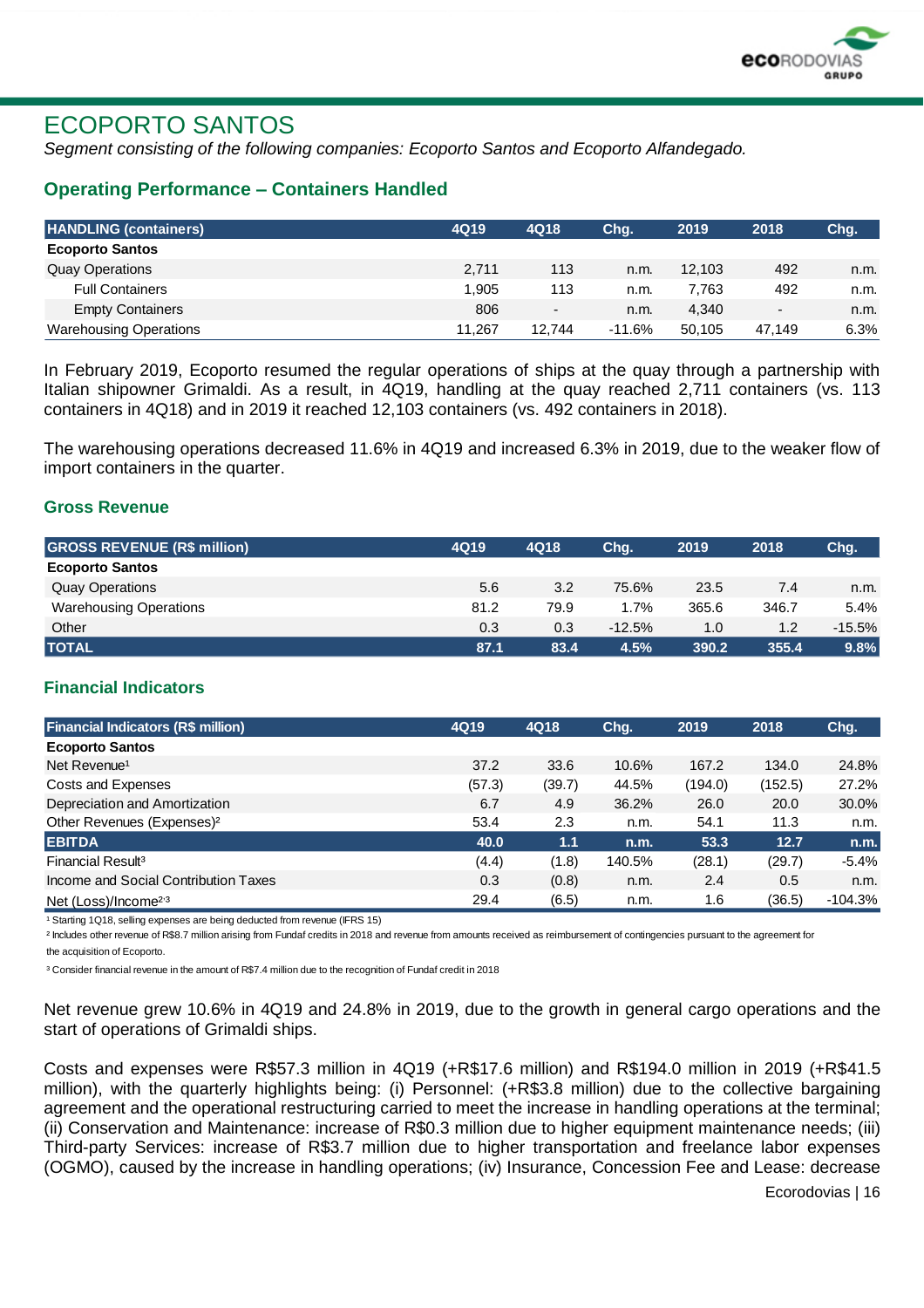# ECOPORTO SANTOS

*Segment consisting of the following companies: Ecoporto Santos and Ecoporto Alfandegado.*

## Operating Performance – Containers Handled

| HANDLING (containers) | 4Q19 | 4Q18 | Chg. | 2019 | 2018 | Chg. |
|---|---|---|---|---|---|---|
| **Ecoporto Santos** | | | | | | |
| Quay Operations | 2,711 | 113 | n.m. | 12,103 | 492 | n.m. |
| Full Containers | 1,905 | 113 | n.m. | 7,763 | 492 | n.m. |
| Empty Containers | 806 | - | n.m. | 4,340 | - | n.m. |
| Warehousing Operations | 11,267 | 12,744 | -11.6% | 50,105 | 47,149 | 6.3% |

In February 2019, Ecoporto resumed the regular operations of ships at the quay through a partnership with Italian shipowner Grimaldi. As a result, in 4Q19, handling at the quay reached 2,711 containers (vs. 113 containers in 4Q18) and in 2019 it reached 12,103 containers (vs. 492 containers in 2018).

The warehousing operations decreased 11.6% in 4Q19 and increased 6.3% in 2019, due to the weaker flow of import containers in the quarter.

## Gross Revenue

| GROSS REVENUE (R$ million) | 4Q19 | 4Q18 | Chg. | 2019 | 2018 | Chg. |
|---|---|---|---|---|---|---|
| **Ecoporto Santos** | | | | | | |
| Quay Operations | 5.6 | 3.2 | 75.6% | 23.5 | 7.4 | n.m. |
| Warehousing Operations | 81.2 | 79.9 | 1.7% | 365.6 | 346.7 | 5.4% |
| Other | 0.3 | 0.3 | -12.5% | 1.0 | 1.2 | -15.5% |
| **TOTAL** | **87.1** | **83.4** | **4.5%** | **390.2** | **355.4** | **9.8%** |

## Financial Indicators

| Financial Indicators (R$ million) | 4Q19 | 4Q18 | Chg. | 2019 | 2018 | Chg. |
|---|---|---|---|---|---|---|
| **Ecoporto Santos** | | | | | | |
| Net Revenue[1] | 37.2 | 33.6 | 10.6% | 167.2 | 134.0 | 24.8% |
| Costs and Expenses | (57.3) | (39.7) | 44.5% | (194.0) | (152.5) | 27.2% |
| Depreciation and Amortization | 6.7 | 4.9 | 36.2% | 26.0 | 20.0 | 30.0% |
| Other Revenues (Expenses)[2] | 53.4 | 2.3 | n.m. | 54.1 | 11.3 | n.m. |
| **EBITDA** | **40.0** | **1.1** | **n.m.** | **53.3** | **12.7** | **n.m.** |
| Financial Result[3] | (4.4) | (1.8) | 140.5% | (28.1) | (29.7) | -5.4% |
| Income and Social Contribution Taxes | 0.3 | (0.8) | n.m. | 2.4 | 0.5 | n.m. |
| Net (Loss)/Income[2,3] | 29.4 | (6.5) | n.m. | 1.6 | (36.5) | -104.3% |

[1] Starting 1Q18, selling expenses are being deducted from revenue (IFRS 15)

[2] Includes other revenue of R$8.7 million arising from Fundaf credits in 2018 and revenue from amounts received as reimbursement of contingencies pursuant to the agreement for the acquisition of Ecoporto.

[3] Consider financial revenue in the amount of R$7.4 million due to the recognition of Fundaf credit in 2018

Net revenue grew 10.6% in 4Q19 and 24.8% in 2019, due to the growth in general cargo operations and the start of operations of Grimaldi ships.

Costs and expenses were R$57.3 million in 4Q19 (+R$17.6 million) and R$194.0 million in 2019 (+R$41.5 million), with the quarterly highlights being: (i) Personnel: (+R$3.8 million) due to the collective bargaining agreement and the operational restructuring carried to meet the increase in handling operations at the terminal; (ii) Conservation and Maintenance: increase of R$0.3 million due to higher equipment maintenance needs; (iii) Third-party Services: increase of R$3.7 million due to higher transportation and freelance labor expenses (OGMO), caused by the increase in handling operations; (iv) Insurance, Concession Fee and Lease: decrease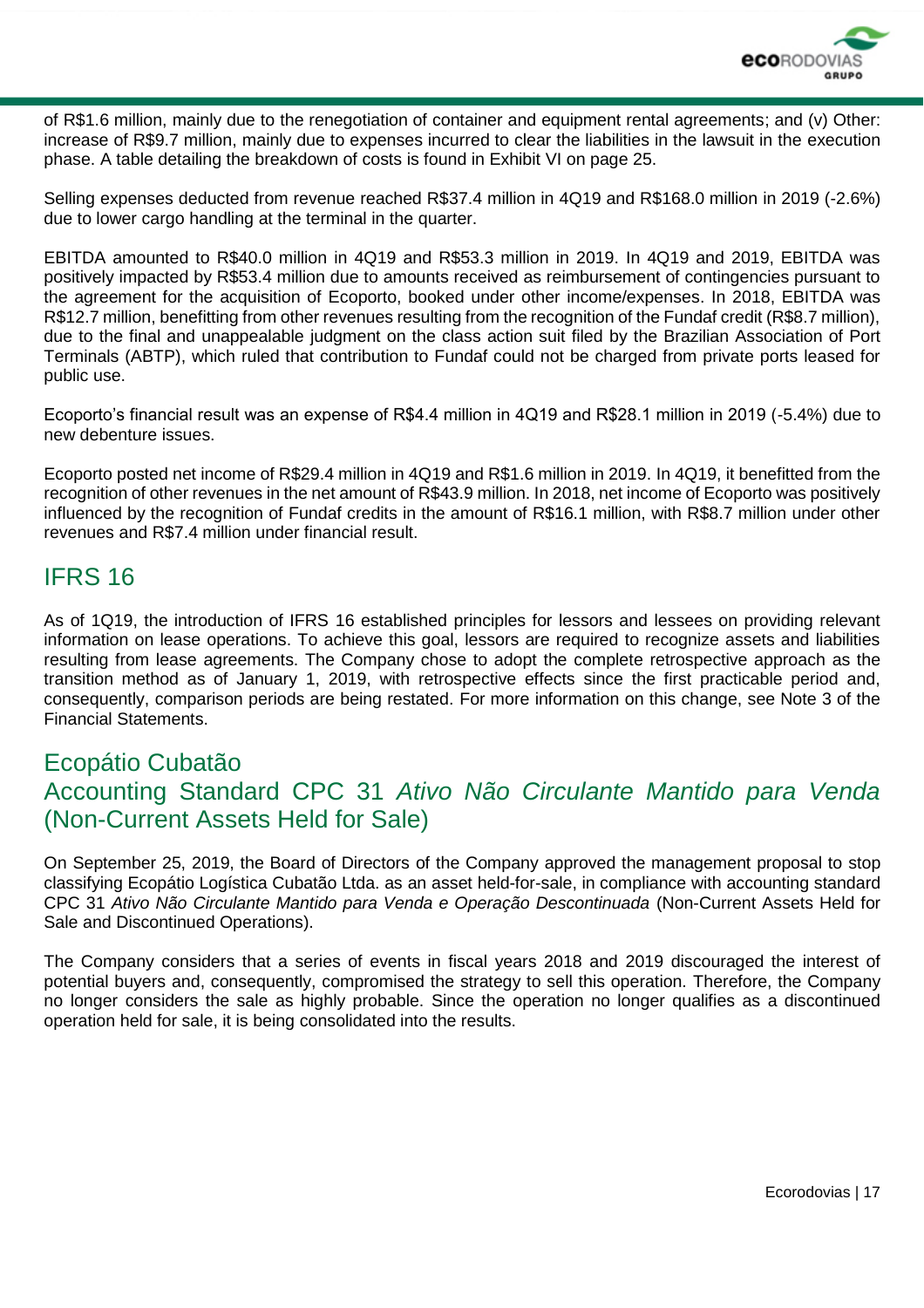of R$1.6 million, mainly due to the renegotiation of container and equipment rental agreements; and (v) Other: increase of R$9.7 million, mainly due to expenses incurred to clear the liabilities in the lawsuit in the execution phase. A table detailing the breakdown of costs is found in Exhibit VI on page 25.

Selling expenses deducted from revenue reached R$37.4 million in 4Q19 and R$168.0 million in 2019 (-2.6%) due to lower cargo handling at the terminal in the quarter.

EBITDA amounted to R$40.0 million in 4Q19 and R$53.3 million in 2019. In 4Q19 and 2019, EBITDA was positively impacted by R$53.4 million due to amounts received as reimbursement of contingencies pursuant to the agreement for the acquisition of Ecoporto, booked under other income/expenses. In 2018, EBITDA was R$12.7 million, benefitting from other revenues resulting from the recognition of the Fundaf credit (R$8.7 million), due to the final and unappealable judgment on the class action suit filed by the Brazilian Association of Port Terminals (ABTP), which ruled that contribution to Fundaf could not be charged from private ports leased for public use.

Ecoporto's financial result was an expense of R$4.4 million in 4Q19 and R$28.1 million in 2019 (-5.4%) due to new debenture issues.

Ecoporto posted net income of R$29.4 million in 4Q19 and R$1.6 million in 2019. In 4Q19, it benefitted from the recognition of other revenues in the net amount of R$43.9 million. In 2018, net income of Ecoporto was positively influenced by the recognition of Fundaf credits in the amount of R$16.1 million, with R$8.7 million under other revenues and R$7.4 million under financial result.

## IFRS 16

As of 1Q19, the introduction of IFRS 16 established principles for lessors and lessees on providing relevant information on lease operations. To achieve this goal, lessors are required to recognize assets and liabilities resulting from lease agreements. The Company chose to adopt the complete retrospective approach as the transition method as of January 1, 2019, with retrospective effects since the first practicable period and, consequently, comparison periods are being restated. For more information on this change, see Note 3 of the Financial Statements.

## Ecopátio Cubatão
## Accounting Standard CPC 31 *Ativo Não Circulante Mantido para Venda* (Non-Current Assets Held for Sale)

On September 25, 2019, the Board of Directors of the Company approved the management proposal to stop classifying Ecopátio Logística Cubatão Ltda. as an asset held-for-sale, in compliance with accounting standard CPC 31 *Ativo Não Circulante Mantido para Venda e Operação Descontinuada* (Non-Current Assets Held for Sale and Discontinued Operations).

The Company considers that a series of events in fiscal years 2018 and 2019 discouraged the interest of potential buyers and, consequently, compromised the strategy to sell this operation. Therefore, the Company no longer considers the sale as highly probable. Since the operation no longer qualifies as a discontinued operation held for sale, it is being consolidated into the results.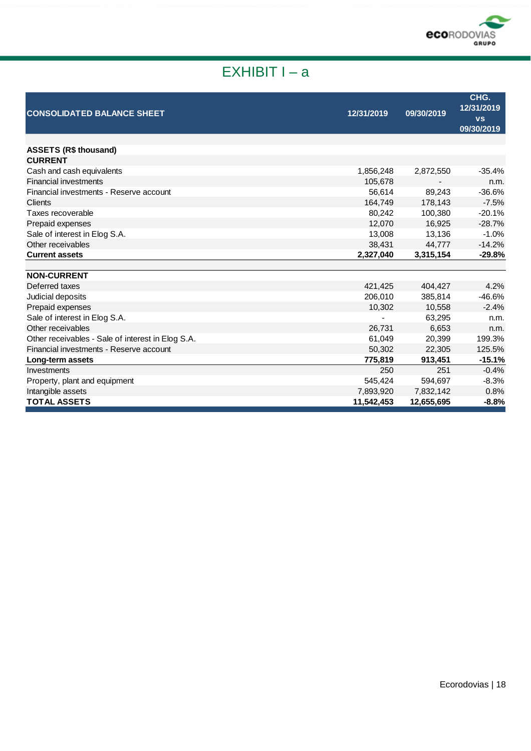# EXHIBIT I – a

| CONSOLIDATED BALANCE SHEET | 12/31/2019 | 09/30/2019 | CHG. 12/31/2019 vs 09/30/2019 |
|---|---|---|---|
| **ASSETS (R$ thousand)** | | | |
| **CURRENT** | | | |
| Cash and cash equivalents | 1,856,248 | 2,872,550 | -35.4% |
| Financial investments | 105,678 | - | n.m. |
| Financial investments - Reserve account | 56,614 | 89,243 | -36.6% |
| Clients | 164,749 | 178,143 | -7.5% |
| Taxes recoverable | 80,242 | 100,380 | -20.1% |
| Prepaid expenses | 12,070 | 16,925 | -28.7% |
| Sale of interest in Elog S.A. | 13,008 | 13,136 | -1.0% |
| Other receivables | 38,431 | 44,777 | -14.2% |
| **Current assets** | **2,327,040** | **3,315,154** | **-29.8%** |
| **NON-CURRENT** | | | |
| Deferred taxes | 421,425 | 404,427 | 4.2% |
| Judicial deposits | 206,010 | 385,814 | -46.6% |
| Prepaid expenses | 10,302 | 10,558 | -2.4% |
| Sale of interest in Elog S.A. | - | 63,295 | n.m. |
| Other receivables | 26,731 | 6,653 | n.m. |
| Other receivables - Sale of interest in Elog S.A. | 61,049 | 20,399 | 199.3% |
| Financial investments - Reserve account | 50,302 | 22,305 | 125.5% |
| **Long-term assets** | **775,819** | **913,451** | **-15.1%** |
| Investments | 250 | 251 | -0.4% |
| Property, plant and equipment | 545,424 | 594,697 | -8.3% |
| Intangible assets | 7,893,920 | 7,832,142 | 0.8% |
| **TOTAL ASSETS** | **11,542,453** | **12,655,695** | **-8.8%** |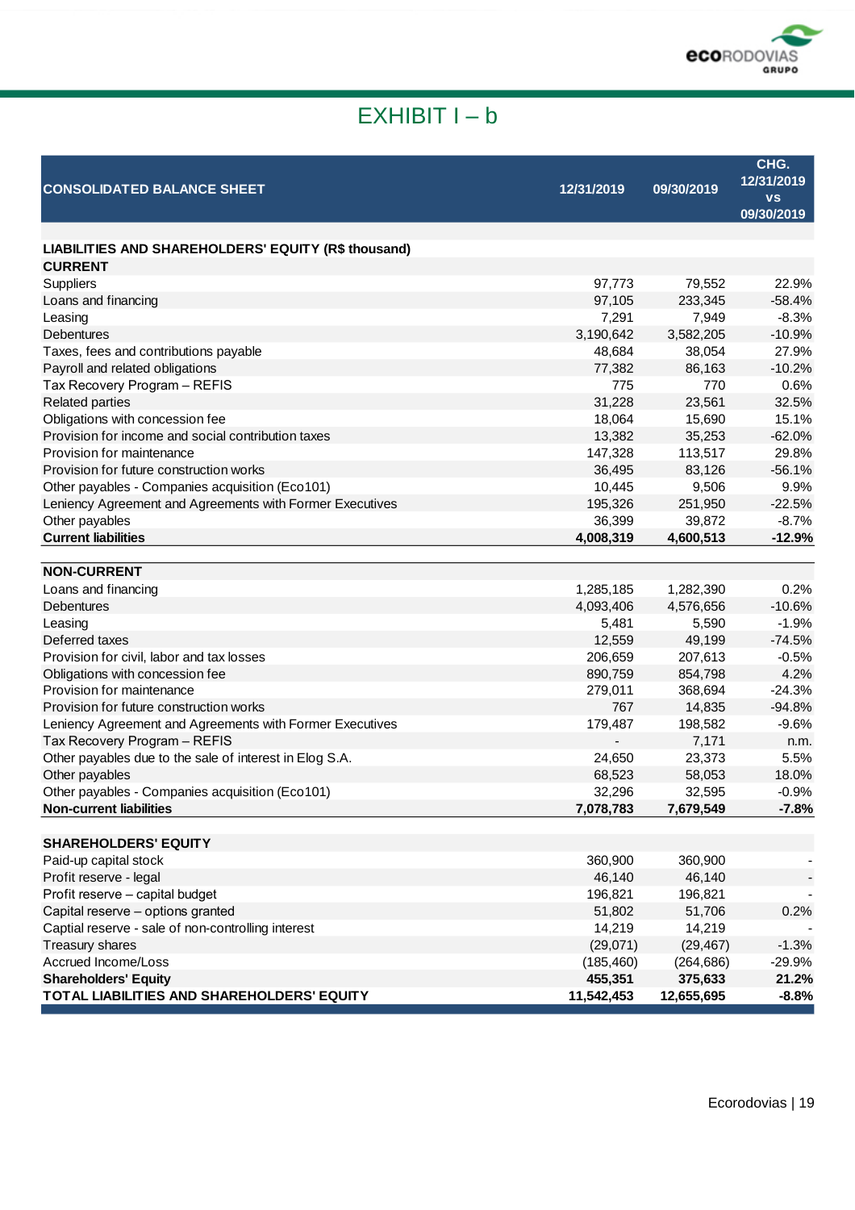# EXHIBIT I – b

| CONSOLIDATED BALANCE SHEET | 12/31/2019 | 09/30/2019 | CHG. 12/31/2019 vs 09/30/2019 |
|---|---|---|---|
| **LIABILITIES AND SHAREHOLDERS' EQUITY (R$ thousand)** | | | |
| **CURRENT** | | | |
| Suppliers | 97,773 | 79,552 | 22.9% |
| Loans and financing | 97,105 | 233,345 | -58.4% |
| Leasing | 7,291 | 7,949 | -8.3% |
| Debentures | 3,190,642 | 3,582,205 | -10.9% |
| Taxes, fees and contributions payable | 48,684 | 38,054 | 27.9% |
| Payroll and related obligations | 77,382 | 86,163 | -10.2% |
| Tax Recovery Program – REFIS | 775 | 770 | 0.6% |
| Related parties | 31,228 | 23,561 | 32.5% |
| Obligations with concession fee | 18,064 | 15,690 | 15.1% |
| Provision for income and social contribution taxes | 13,382 | 35,253 | -62.0% |
| Provision for maintenance | 147,328 | 113,517 | 29.8% |
| Provision for future construction works | 36,495 | 83,126 | -56.1% |
| Other payables - Companies acquisition (Eco101) | 10,445 | 9,506 | 9.9% |
| Leniency Agreement and Agreements with Former Executives | 195,326 | 251,950 | -22.5% |
| Other payables | 36,399 | 39,872 | -8.7% |
| **Current liabilities** | **4,008,319** | **4,600,513** | **-12.9%** |
| **NON-CURRENT** | | | |
| Loans and financing | 1,285,185 | 1,282,390 | 0.2% |
| Debentures | 4,093,406 | 4,576,656 | -10.6% |
| Leasing | 5,481 | 5,590 | -1.9% |
| Deferred taxes | 12,559 | 49,199 | -74.5% |
| Provision for civil, labor and tax losses | 206,659 | 207,613 | -0.5% |
| Obligations with concession fee | 890,759 | 854,798 | 4.2% |
| Provision for maintenance | 279,011 | 368,694 | -24.3% |
| Provision for future construction works | 767 | 14,835 | -94.8% |
| Leniency Agreement and Agreements with Former Executives | 179,487 | 198,582 | -9.6% |
| Tax Recovery Program – REFIS | - | 7,171 | n.m. |
| Other payables due to the sale of interest in Elog S.A. | 24,650 | 23,373 | 5.5% |
| Other payables | 68,523 | 58,053 | 18.0% |
| Other payables - Companies acquisition (Eco101) | 32,296 | 32,595 | -0.9% |
| **Non-current liabilities** | **7,078,783** | **7,679,549** | **-7.8%** |
| **SHAREHOLDERS' EQUITY** | | | |
| Paid-up capital stock | 360,900 | 360,900 | - |
| Profit reserve - legal | 46,140 | 46,140 | - |
| Profit reserve – capital budget | 196,821 | 196,821 | - |
| Capital reserve – options granted | 51,802 | 51,706 | 0.2% |
| Captial reserve - sale of non-controlling interest | 14,219 | 14,219 | - |
| Treasury shares | (29,071) | (29,467) | -1.3% |
| Accrued Income/Loss | (185,460) | (264,686) | -29.9% |
| **Shareholders' Equity** | **455,351** | **375,633** | **21.2%** |
| **TOTAL LIABILITIES AND SHAREHOLDERS' EQUITY** | **11,542,453** | **12,655,695** | **-8.8%** |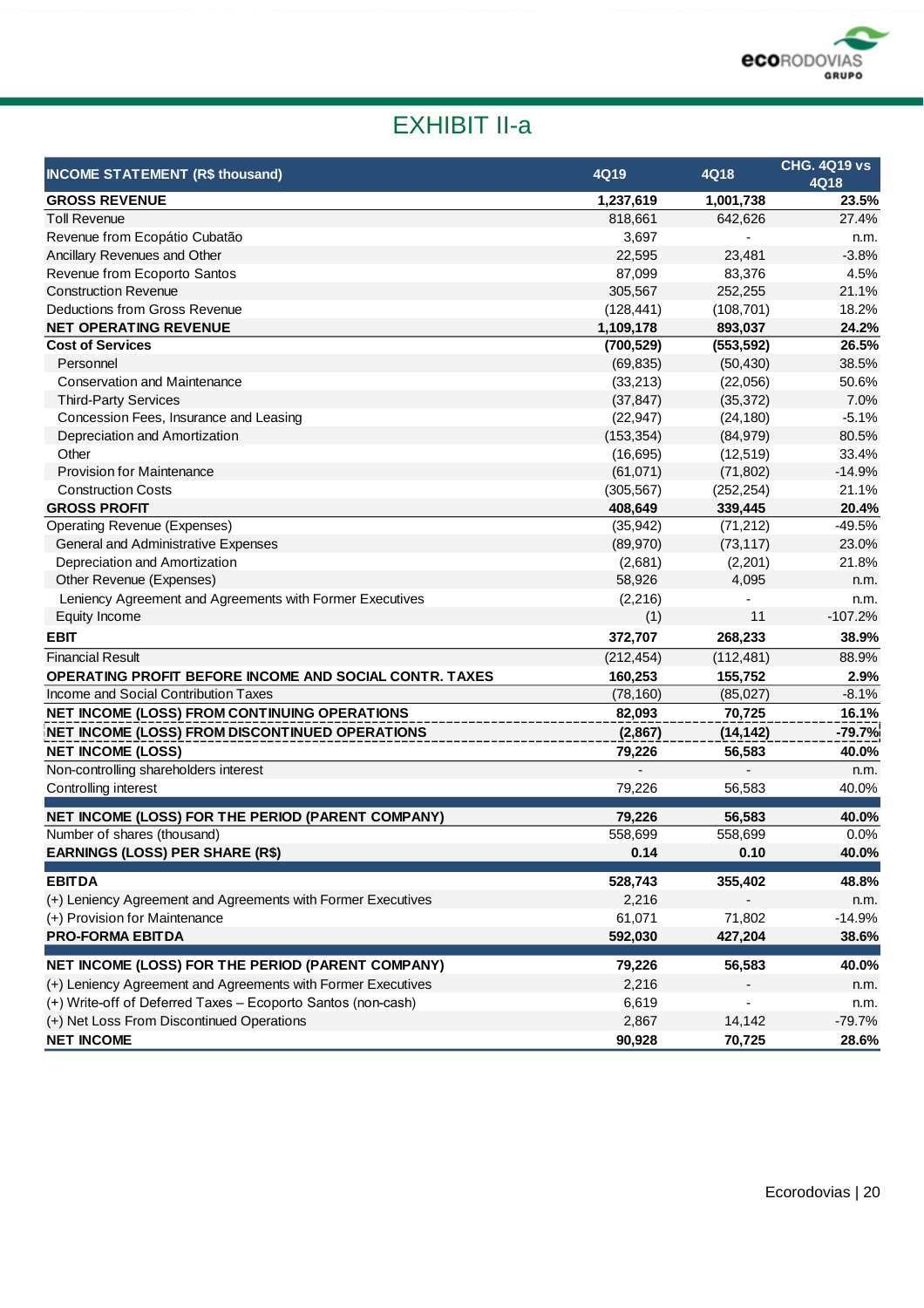# EXHIBIT II-a

| INCOME STATEMENT (R$ thousand) | 4Q19 | 4Q18 | CHG. 4Q19 vs 4Q18 |
|---|---|---|---|
| **GROSS REVENUE** | **1,237,619** | **1,001,738** | **23.5%** |
| Toll Revenue | 818,661 | 642,626 | 27.4% |
| Revenue from Ecopátio Cubatão | 3,697 | - | n.m. |
| Ancillary Revenues and Other | 22,595 | 23,481 | -3.8% |
| Revenue from Ecoporto Santos | 87,099 | 83,376 | 4.5% |
| Construction Revenue | 305,567 | 252,255 | 21.1% |
| Deductions from Gross Revenue | (128,441) | (108,701) | 18.2% |
| **NET OPERATING REVENUE** | **1,109,178** | **893,037** | **24.2%** |
| **Cost of Services** | **(700,529)** | **(553,592)** | **26.5%** |
| Personnel | (69,835) | (50,430) | 38.5% |
| Conservation and Maintenance | (33,213) | (22,056) | 50.6% |
| Third-Party Services | (37,847) | (35,372) | 7.0% |
| Concession Fees, Insurance and Leasing | (22,947) | (24,180) | -5.1% |
| Depreciation and Amortization | (153,354) | (84,979) | 80.5% |
| Other | (16,695) | (12,519) | 33.4% |
| Provision for Maintenance | (61,071) | (71,802) | -14.9% |
| Construction Costs | (305,567) | (252,254) | 21.1% |
| **GROSS PROFIT** | **408,649** | **339,445** | **20.4%** |
| Operating Revenue (Expenses) | (35,942) | (71,212) | -49.5% |
| General and Administrative Expenses | (89,970) | (73,117) | 23.0% |
| Depreciation and Amortization | (2,681) | (2,201) | 21.8% |
| Other Revenue (Expenses) | 58,926 | 4,095 | n.m. |
| Leniency Agreement and Agreements with Former Executives | (2,216) | - | n.m. |
| Equity Income | (1) | 11 | -107.2% |
| **EBIT** | **372,707** | **268,233** | **38.9%** |
| Financial Result | (212,454) | (112,481) | 88.9% |
| **OPERATING PROFIT BEFORE INCOME AND SOCIAL CONTR. TAXES** | **160,253** | **155,752** | **2.9%** |
| Income and Social Contribution Taxes | (78,160) | (85,027) | -8.1% |
| **NET INCOME (LOSS) FROM CONTINUING OPERATIONS** | **82,093** | **70,725** | **16.1%** |
| **NET INCOME (LOSS) FROM DISCONTINUED OPERATIONS** | **(2,867)** | **(14,142)** | **-79.7%** |
| **NET INCOME (LOSS)** | **79,226** | **56,583** | **40.0%** |
| Non-controlling shareholders interest | - | - | n.m. |
| Controlling interest | 79,226 | 56,583 | 40.0% |
| **NET INCOME (LOSS) FOR THE PERIOD (PARENT COMPANY)** | **79,226** | **56,583** | **40.0%** |
| Number of shares (thousand) | 558,699 | 558,699 | 0.0% |
| **EARNINGS (LOSS) PER SHARE (R$)** | **0.14** | **0.10** | **40.0%** |
| **EBITDA** | **528,743** | **355,402** | **48.8%** |
| (+) Leniency Agreement and Agreements with Former Executives | 2,216 | - | n.m. |
| (+) Provision for Maintenance | 61,071 | 71,802 | -14.9% |
| **PRO-FORMA EBITDA** | **592,030** | **427,204** | **38.6%** |
| **NET INCOME (LOSS) FOR THE PERIOD (PARENT COMPANY)** | **79,226** | **56,583** | **40.0%** |
| (+) Leniency Agreement and Agreements with Former Executives | 2,216 | - | n.m. |
| (+) Write-off of Deferred Taxes – Ecoporto Santos (non-cash) | 6,619 | - | n.m. |
| (+) Net Loss From Discontinued Operations | 2,867 | 14,142 | -79.7% |
| **NET INCOME** | **90,928** | **70,725** | **28.6%** |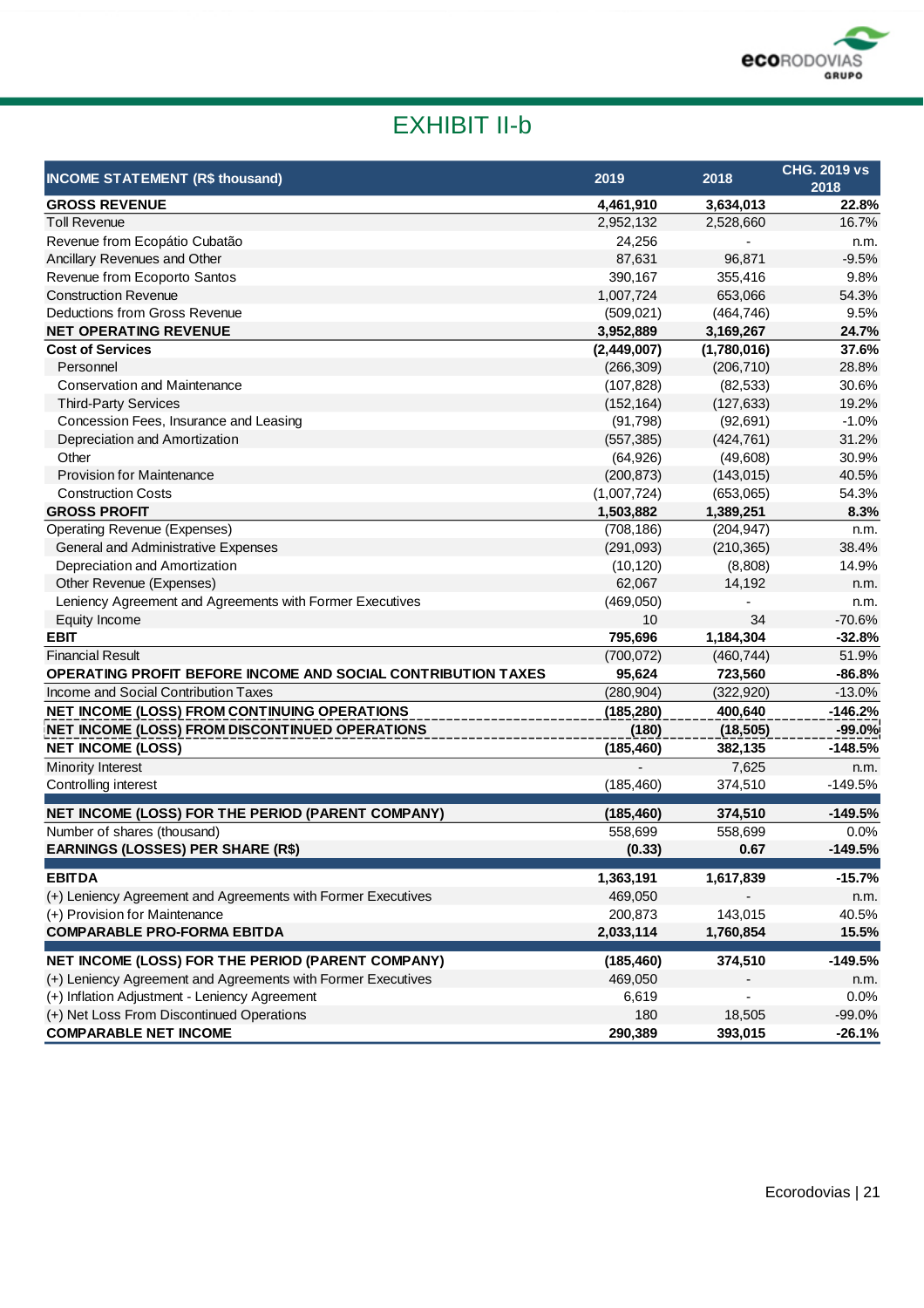# EXHIBIT II-b

| INCOME STATEMENT (R$ thousand) | 2019 | 2018 | CHG. 2019 vs 2018 |
|---|---|---|---|
| **GROSS REVENUE** | **4,461,910** | **3,634,013** | **22.8%** |
| Toll Revenue | 2,952,132 | 2,528,660 | 16.7% |
| Revenue from Ecopátio Cubatão | 24,256 | - | n.m. |
| Ancillary Revenues and Other | 87,631 | 96,871 | -9.5% |
| Revenue from Ecoporto Santos | 390,167 | 355,416 | 9.8% |
| Construction Revenue | 1,007,724 | 653,066 | 54.3% |
| Deductions from Gross Revenue | (509,021) | (464,746) | 9.5% |
| **NET OPERATING REVENUE** | **3,952,889** | **3,169,267** | **24.7%** |
| **Cost of Services** | **(2,449,007)** | **(1,780,016)** | **37.6%** |
| Personnel | (266,309) | (206,710) | 28.8% |
| Conservation and Maintenance | (107,828) | (82,533) | 30.6% |
| Third-Party Services | (152,164) | (127,633) | 19.2% |
| Concession Fees, Insurance and Leasing | (91,798) | (92,691) | -1.0% |
| Depreciation and Amortization | (557,385) | (424,761) | 31.2% |
| Other | (64,926) | (49,608) | 30.9% |
| Provision for Maintenance | (200,873) | (143,015) | 40.5% |
| Construction Costs | (1,007,724) | (653,065) | 54.3% |
| **GROSS PROFIT** | **1,503,882** | **1,389,251** | **8.3%** |
| Operating Revenue (Expenses) | (708,186) | (204,947) | n.m. |
| General and Administrative Expenses | (291,093) | (210,365) | 38.4% |
| Depreciation and Amortization | (10,120) | (8,808) | 14.9% |
| Other Revenue (Expenses) | 62,067 | 14,192 | n.m. |
| Leniency Agreement and Agreements with Former Executives | (469,050) | - | n.m. |
| Equity Income | 10 | 34 | -70.6% |
| **EBIT** | **795,696** | **1,184,304** | **-32.8%** |
| Financial Result | (700,072) | (460,744) | 51.9% |
| **OPERATING PROFIT BEFORE INCOME AND SOCIAL CONTRIBUTION TAXES** | **95,624** | **723,560** | **-86.8%** |
| Income and Social Contribution Taxes | (280,904) | (322,920) | -13.0% |
| **NET INCOME (LOSS) FROM CONTINUING OPERATIONS** | **(185,280)** | **400,640** | **-146.2%** |
| **NET INCOME (LOSS) FROM DISCONTINUED OPERATIONS** | **(180)** | **(18,505)** | **-99.0%** |
| **NET INCOME (LOSS)** | **(185,460)** | **382,135** | **-148.5%** |
| Minority Interest | - | 7,625 | n.m. |
| Controlling interest | (185,460) | 374,510 | -149.5% |
| **NET INCOME (LOSS) FOR THE PERIOD (PARENT COMPANY)** | **(185,460)** | **374,510** | **-149.5%** |
| Number of shares (thousand) | 558,699 | 558,699 | 0.0% |
| **EARNINGS (LOSSES) PER SHARE (R$)** | **(0.33)** | **0.67** | **-149.5%** |
| **EBITDA** | **1,363,191** | **1,617,839** | **-15.7%** |
| (+) Leniency Agreement and Agreements with Former Executives | 469,050 | - | n.m. |
| (+) Provision for Maintenance | 200,873 | 143,015 | 40.5% |
| **COMPARABLE PRO-FORMA EBITDA** | **2,033,114** | **1,760,854** | **15.5%** |
| **NET INCOME (LOSS) FOR THE PERIOD (PARENT COMPANY)** | **(185,460)** | **374,510** | **-149.5%** |
| (+) Leniency Agreement and Agreements with Former Executives | 469,050 | - | n.m. |
| (+) Inflation Adjustment - Leniency Agreement | 6,619 | - | 0.0% |
| (+) Net Loss From Discontinued Operations | 180 | 18,505 | -99.0% |
| **COMPARABLE NET INCOME** | **290,389** | **393,015** | **-26.1%** |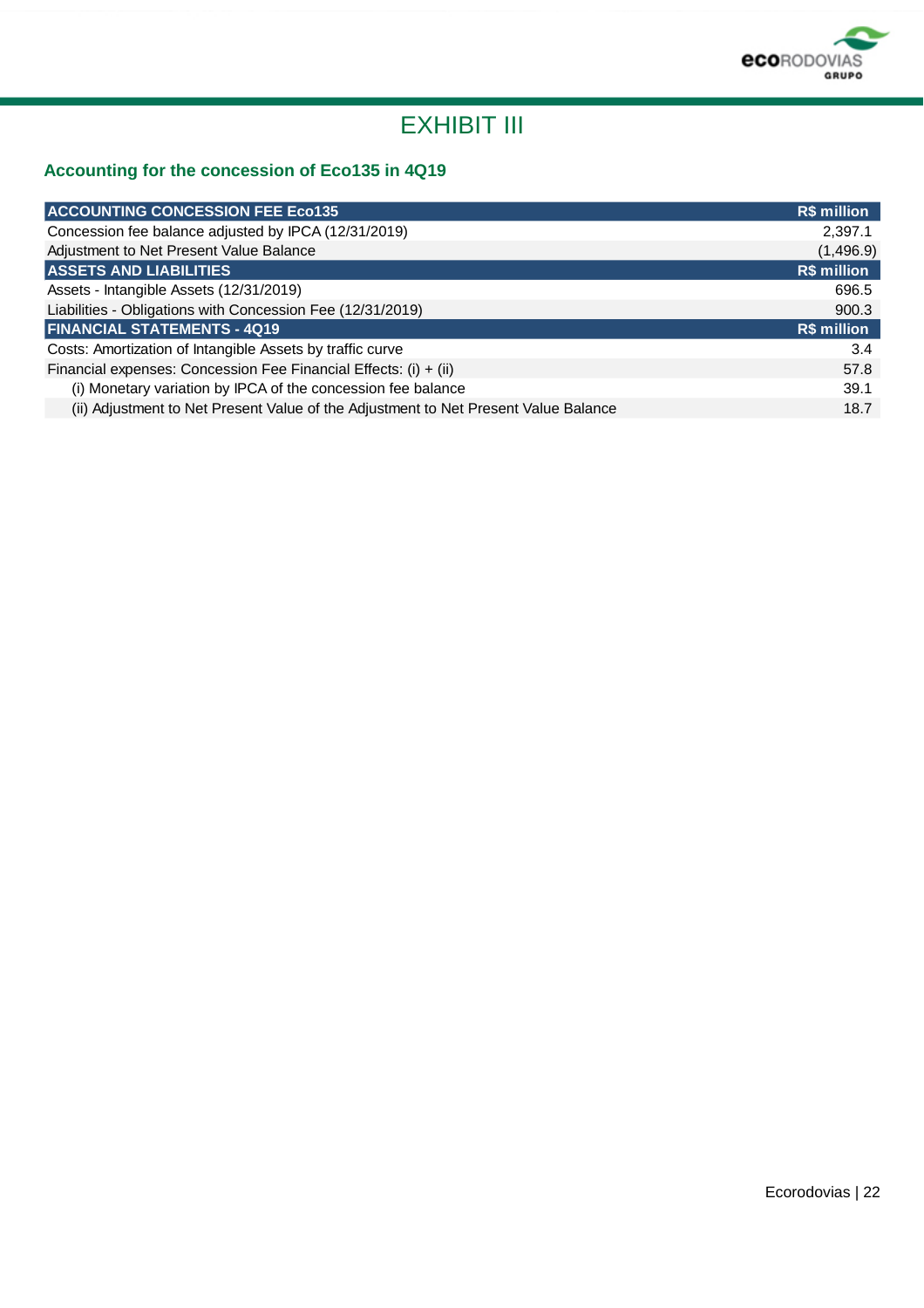# EXHIBIT III

### Accounting for the concession of Eco135 in 4Q19

| ACCOUNTING CONCESSION FEE Eco135 | R$ million |
|---|---|
| Concession fee balance adjusted by IPCA (12/31/2019) | 2,397.1 |
| Adjustment to Net Present Value Balance | (1,496.9) |
| **ASSETS AND LIABILITIES** | **R$ million** |
| Assets - Intangible Assets (12/31/2019) | 696.5 |
| Liabilities - Obligations with Concession Fee (12/31/2019) | 900.3 |
| **FINANCIAL STATEMENTS - 4Q19** | **R$ million** |
| Costs: Amortization of Intangible Assets by traffic curve | 3.4 |
| Financial expenses: Concession Fee Financial Effects: (i) + (ii) | 57.8 |
| (i) Monetary variation by IPCA of the concession fee balance | 39.1 |
| (ii) Adjustment to Net Present Value of the Adjustment to Net Present Value Balance | 18.7 |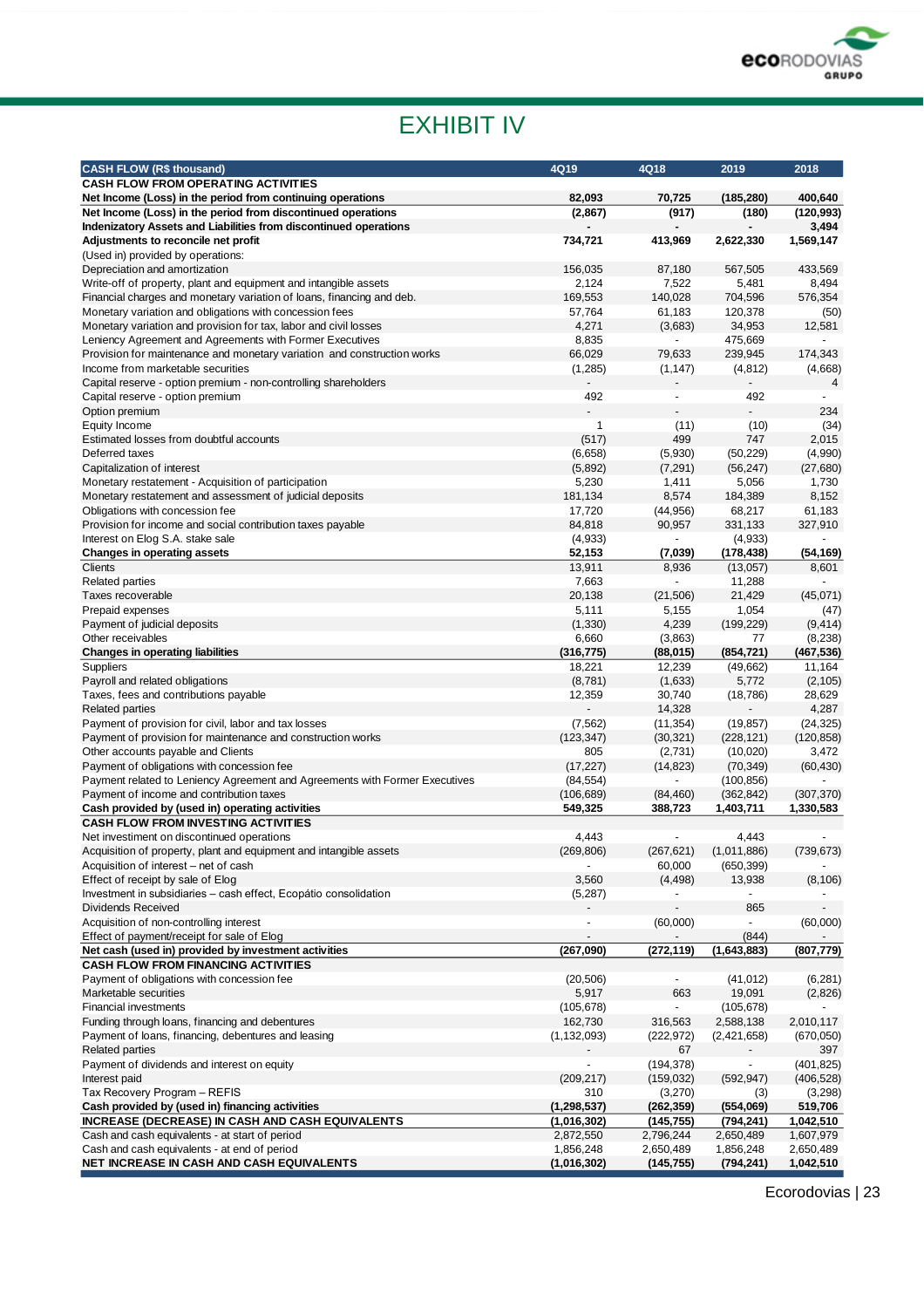# EXHIBIT IV

| CASH FLOW (R$ thousand) | 4Q19 | 4Q18 | 2019 | 2018 |
|---|---|---|---|---|
| **CASH FLOW FROM OPERATING ACTIVITIES** | | | | |
| **Net Income (Loss) in the period from continuing operations** | **82,093** | **70,725** | **(185,280)** | **400,640** |
| **Net Income (Loss) in the period from discontinued operations** | **(2,867)** | **(917)** | **(180)** | **(120,993)** |
| **Indenizatory Assets and Liabilities from discontinued operations** | **-** | **-** | **-** | **3,494** |
| **Adjustments to reconcile net profit** | **734,721** | **413,969** | **2,622,330** | **1,569,147** |
| (Used in) provided by operations: | | | | |
| Depreciation and amortization | 156,035 | 87,180 | 567,505 | 433,569 |
| Write-off of property, plant and equipment and intangible assets | 2,124 | 7,522 | 5,481 | 8,494 |
| Financial charges and monetary variation of loans, financing and deb. | 169,553 | 140,028 | 704,596 | 576,354 |
| Monetary variation and obligations with concession fees | 57,764 | 61,183 | 120,378 | (50) |
| Monetary variation and provision for tax, labor and civil losses | 4,271 | (3,683) | 34,953 | 12,581 |
| Leniency Agreement and Agreements with Former Executives | 8,835 | - | 475,669 | - |
| Provision for maintenance and monetary variation and construction works | 66,029 | 79,633 | 239,945 | 174,343 |
| Income from marketable securities | (1,285) | (1,147) | (4,812) | (4,668) |
| Capital reserve - option premium - non-controlling shareholders | - | - | - | 4 |
| Capital reserve - option premium | 492 | - | 492 | - |
| Option premium | - | - | - | 234 |
| Equity Income | 1 | (11) | (10) | (34) |
| Estimated losses from doubtful accounts | (517) | 499 | 747 | 2,015 |
| Deferred taxes | (6,658) | (5,930) | (50,229) | (4,990) |
| Capitalization of interest | (5,892) | (7,291) | (56,247) | (27,680) |
| Monetary restatement - Acquisition of participation | 5,230 | 1,411 | 5,056 | 1,730 |
| Monetary restatement and assessment of judicial deposits | 181,134 | 8,574 | 184,389 | 8,152 |
| Obligations with concession fee | 17,720 | (44,956) | 68,217 | 61,183 |
| Provision for income and social contribution taxes payable | 84,818 | 90,957 | 331,133 | 327,910 |
| Interest on Elog S.A. stake sale | (4,933) | - | (4,933) | - |
| **Changes in operating assets** | **52,153** | **(7,039)** | **(178,438)** | **(54,169)** |
| Clients | 13,911 | 8,936 | (13,057) | 8,601 |
| Related parties | 7,663 | - | 11,288 | - |
| Taxes recoverable | 20,138 | (21,506) | 21,429 | (45,071) |
| Prepaid expenses | 5,111 | 5,155 | 1,054 | (47) |
| Payment of judicial deposits | (1,330) | 4,239 | (199,229) | (9,414) |
| Other receivables | 6,660 | (3,863) | 77 | (8,238) |
| **Changes in operating liabilities** | **(316,775)** | **(88,015)** | **(854,721)** | **(467,536)** |
| Suppliers | 18,221 | 12,239 | (49,662) | 11,164 |
| Payroll and related obligations | (8,781) | (1,633) | 5,772 | (2,105) |
| Taxes, fees and contributions payable | 12,359 | 30,740 | (18,786) | 28,629 |
| Related parties | - | 14,328 | - | 4,287 |
| Payment of provision for civil, labor and tax losses | (7,562) | (11,354) | (19,857) | (24,325) |
| Payment of provision for maintenance and construction works | (123,347) | (30,321) | (228,121) | (120,858) |
| Other accounts payable and Clients | 805 | (2,731) | (10,020) | 3,472 |
| Payment of obligations with concession fee | (17,227) | (14,823) | (70,349) | (60,430) |
| Payment related to Leniency Agreement and Agreements with Former Executives | (84,554) | - | (100,856) | - |
| Payment of income and contribution taxes | (106,689) | (84,460) | (362,842) | (307,370) |
| **Cash provided by (used in) operating activities** | **549,325** | **388,723** | **1,403,711** | **1,330,583** |
| **CASH FLOW FROM INVESTING ACTIVITIES** | | | | |
| Net investment on discontinued operations | 4,443 | - | 4,443 | - |
| Acquisition of property, plant and equipment and intangible assets | (269,806) | (267,621) | (1,011,886) | (739,673) |
| Acquisition of interest – net of cash | - | 60,000 | (650,399) | - |
| Effect of receipt by sale of Elog | 3,560 | (4,498) | 13,938 | (8,106) |
| Investment in subsidiaries – cash effect, Ecopátio consolidation | (5,287) | - | - | - |
| Dividends Received | - | - | 865 | - |
| Acquisition of non-controlling interest | - | (60,000) | - | (60,000) |
| Effect of payment/receipt for sale of Elog | - | - | (844) | - |
| **Net cash (used in) provided by investment activities** | **(267,090)** | **(272,119)** | **(1,643,883)** | **(807,779)** |
| **CASH FLOW FROM FINANCING ACTIVITIES** | | | | |
| Payment of obligations with concession fee | (20,506) | - | (41,012) | (6,281) |
| Marketable securities | 5,917 | 663 | 19,091 | (2,826) |
| Financial investments | (105,678) | - | (105,678) | - |
| Funding through loans, financing and debentures | 162,730 | 316,563 | 2,588,138 | 2,010,117 |
| Payment of loans, financing, debentures and leasing | (1,132,093) | (222,972) | (2,421,658) | (670,050) |
| Related parties | - | 67 | - | 397 |
| Payment of dividends and interest on equity | - | (194,378) | - | (401,825) |
| Interest paid | (209,217) | (159,032) | (592,947) | (406,528) |
| Tax Recovery Program – REFIS | 310 | (3,270) | (3) | (3,298) |
| **Cash provided by (used in) financing activities** | **(1,298,537)** | **(262,359)** | **(554,069)** | **519,706** |
| **INCREASE (DECREASE) IN CASH AND CASH EQUIVALENTS** | **(1,016,302)** | **(145,755)** | **(794,241)** | **1,042,510** |
| Cash and cash equivalents - at start of period | 2,872,550 | 2,796,244 | 2,650,489 | 1,607,979 |
| Cash and cash equivalents - at end of period | 1,856,248 | 2,650,489 | 1,856,248 | 2,650,489 |
| **NET INCREASE IN CASH AND CASH EQUIVALENTS** | **(1,016,302)** | **(145,755)** | **(794,241)** | **1,042,510** |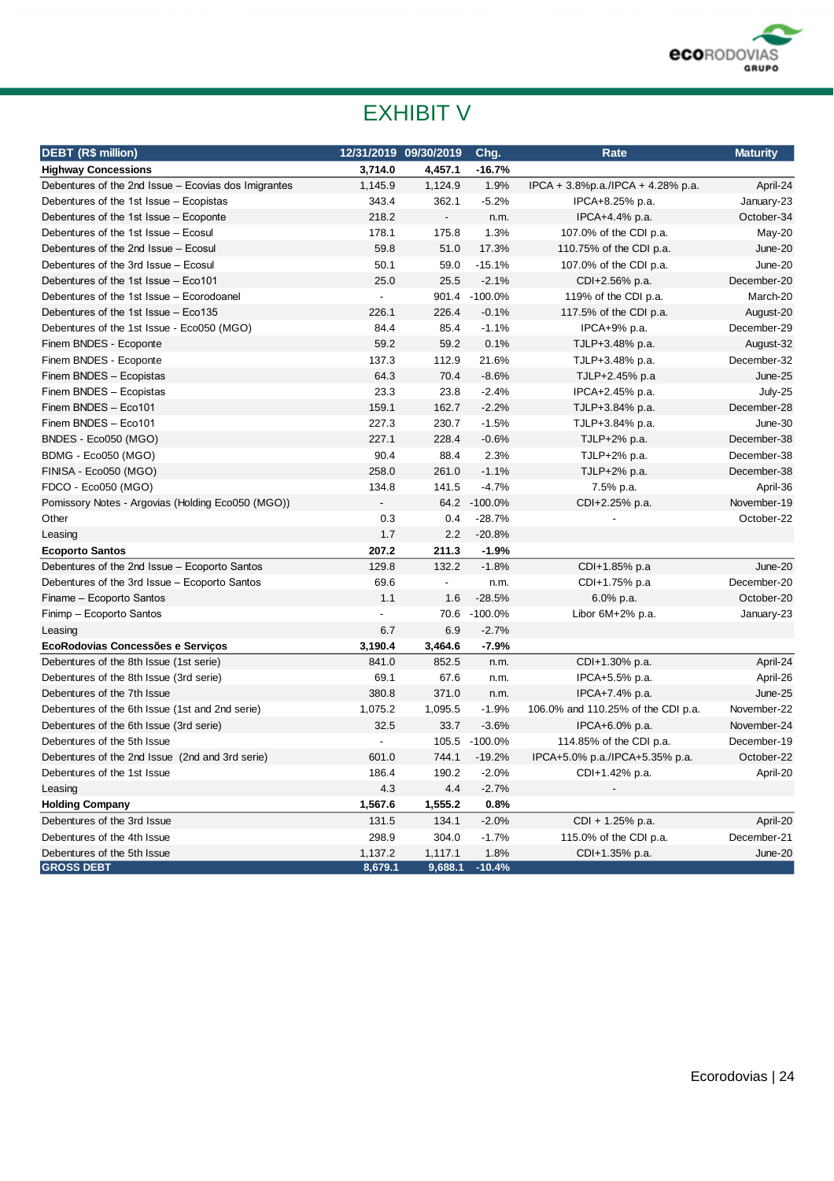# EXHIBIT V

| DEBT (R$ million) | 12/31/2019 | 09/30/2019 | Chg. | Rate | Maturity |
|---|---|---|---|---|---|
| **Highway Concessions** | **3,714.0** | **4,457.1** | **-16.7%** | | |
| Debentures of the 2nd Issue – Ecovias dos Imigrantes | 1,145.9 | 1,124.9 | 1.9% | IPCA + 3.8%p.a./IPCA + 4.28% p.a. | April-24 |
| Debentures of the 1st Issue – Ecopistas | 343.4 | 362.1 | -5.2% | IPCA+8.25% p.a. | January-23 |
| Debentures of the 1st Issue – Ecoponte | 218.2 | - | n.m. | IPCA+4.4% p.a. | October-34 |
| Debentures of the 1st Issue – Ecosul | 178.1 | 175.8 | 1.3% | 107.0% of the CDI p.a. | May-20 |
| Debentures of the 2nd Issue – Ecosul | 59.8 | 51.0 | 17.3% | 110.75% of the CDI p.a. | June-20 |
| Debentures of the 3rd Issue – Ecosul | 50.1 | 59.0 | -15.1% | 107.0% of the CDI p.a. | June-20 |
| Debentures of the 1st Issue – Eco101 | 25.0 | 25.5 | -2.1% | CDI+2.56% p.a. | December-20 |
| Debentures of the 1st Issue – Ecorodoanel | - | 901.4 | -100.0% | 119% of the CDI p.a. | March-20 |
| Debentures of the 1st Issue – Eco135 | 226.1 | 226.4 | -0.1% | 117.5% of the CDI p.a. | August-20 |
| Debentures of the 1st Issue - Eco050 (MGO) | 84.4 | 85.4 | -1.1% | IPCA+9% p.a. | December-29 |
| Finem BNDES - Ecoponte | 59.2 | 59.2 | 0.1% | TJLP+3.48% p.a. | August-32 |
| Finem BNDES - Ecoponte | 137.3 | 112.9 | 21.6% | TJLP+3.48% p.a. | December-32 |
| Finem BNDES – Ecopistas | 64.3 | 70.4 | -8.6% | TJLP+2.45% p.a | June-25 |
| Finem BNDES – Ecopistas | 23.3 | 23.8 | -2.4% | IPCA+2.45% p.a. | July-25 |
| Finem BNDES – Eco101 | 159.1 | 162.7 | -2.2% | TJLP+3.84% p.a. | December-28 |
| Finem BNDES – Eco101 | 227.3 | 230.7 | -1.5% | TJLP+3.84% p.a. | June-30 |
| BNDES - Eco050 (MGO) | 227.1 | 228.4 | -0.6% | TJLP+2% p.a. | December-38 |
| BDMG - Eco050 (MGO) | 90.4 | 88.4 | 2.3% | TJLP+2% p.a. | December-38 |
| FINISA - Eco050 (MGO) | 258.0 | 261.0 | -1.1% | TJLP+2% p.a. | December-38 |
| FDCO - Eco050 (MGO) | 134.8 | 141.5 | -4.7% | 7.5% p.a. | April-36 |
| Pomissory Notes - Argovias (Holding Eco050 (MGO)) | - | 64.2 | -100.0% | CDI+2.25% p.a. | November-19 |
| Other | 0.3 | 0.4 | -28.7% | - | October-22 |
| Leasing | 1.7 | 2.2 | -20.8% | | |
| **Ecoporto Santos** | **207.2** | **211.3** | **-1.9%** | | |
| Debentures of the 2nd Issue – Ecoporto Santos | 129.8 | 132.2 | -1.8% | CDI+1.85% p.a | June-20 |
| Debentures of the 3rd Issue – Ecoporto Santos | 69.6 | - | n.m. | CDI+1.75% p.a | December-20 |
| Finame – Ecoporto Santos | 1.1 | 1.6 | -28.5% | 6.0% p.a. | October-20 |
| Finimp – Ecoporto Santos | - | 70.6 | -100.0% | Libor 6M+2% p.a. | January-23 |
| Leasing | 6.7 | 6.9 | -2.7% | | |
| **EcoRodovias Concessões e Serviços** | **3,190.4** | **3,464.6** | **-7.9%** | | |
| Debentures of the 8th Issue (1st serie) | 841.0 | 852.5 | n.m. | CDI+1.30% p.a. | April-24 |
| Debentures of the 8th Issue (3rd serie) | 69.1 | 67.6 | n.m. | IPCA+5.5% p.a. | April-26 |
| Debentures of the 7th Issue | 380.8 | 371.0 | n.m. | IPCA+7.4% p.a. | June-25 |
| Debentures of the 6th Issue (1st and 2nd serie) | 1,075.2 | 1,095.5 | -1.9% | 106.0% and 110.25% of the CDI p.a. | November-22 |
| Debentures of the 6th Issue (3rd serie) | 32.5 | 33.7 | -3.6% | IPCA+6.0% p.a. | November-24 |
| Debentures of the 5th Issue | - | 105.5 | -100.0% | 114.85% of the CDI p.a. | December-19 |
| Debentures of the 2nd Issue (2nd and 3rd serie) | 601.0 | 744.1 | -19.2% | IPCA+5.0% p.a./IPCA+5.35% p.a. | October-22 |
| Debentures of the 1st Issue | 186.4 | 190.2 | -2.0% | CDI+1.42% p.a. | April-20 |
| Leasing | 4.3 | 4.4 | -2.7% | - | |
| **Holding Company** | **1,567.6** | **1,555.2** | **0.8%** | | |
| Debentures of the 3rd Issue | 131.5 | 134.1 | -2.0% | CDI + 1.25% p.a. | April-20 |
| Debentures of the 4th Issue | 298.9 | 304.0 | -1.7% | 115.0% of the CDI p.a. | December-21 |
| Debentures of the 5th Issue | 1,137.2 | 1,117.1 | 1.8% | CDI+1.35% p.a. | June-20 |
| **GROSS DEBT** | **8,679.1** | **9,688.1** | **-10.4%** | | |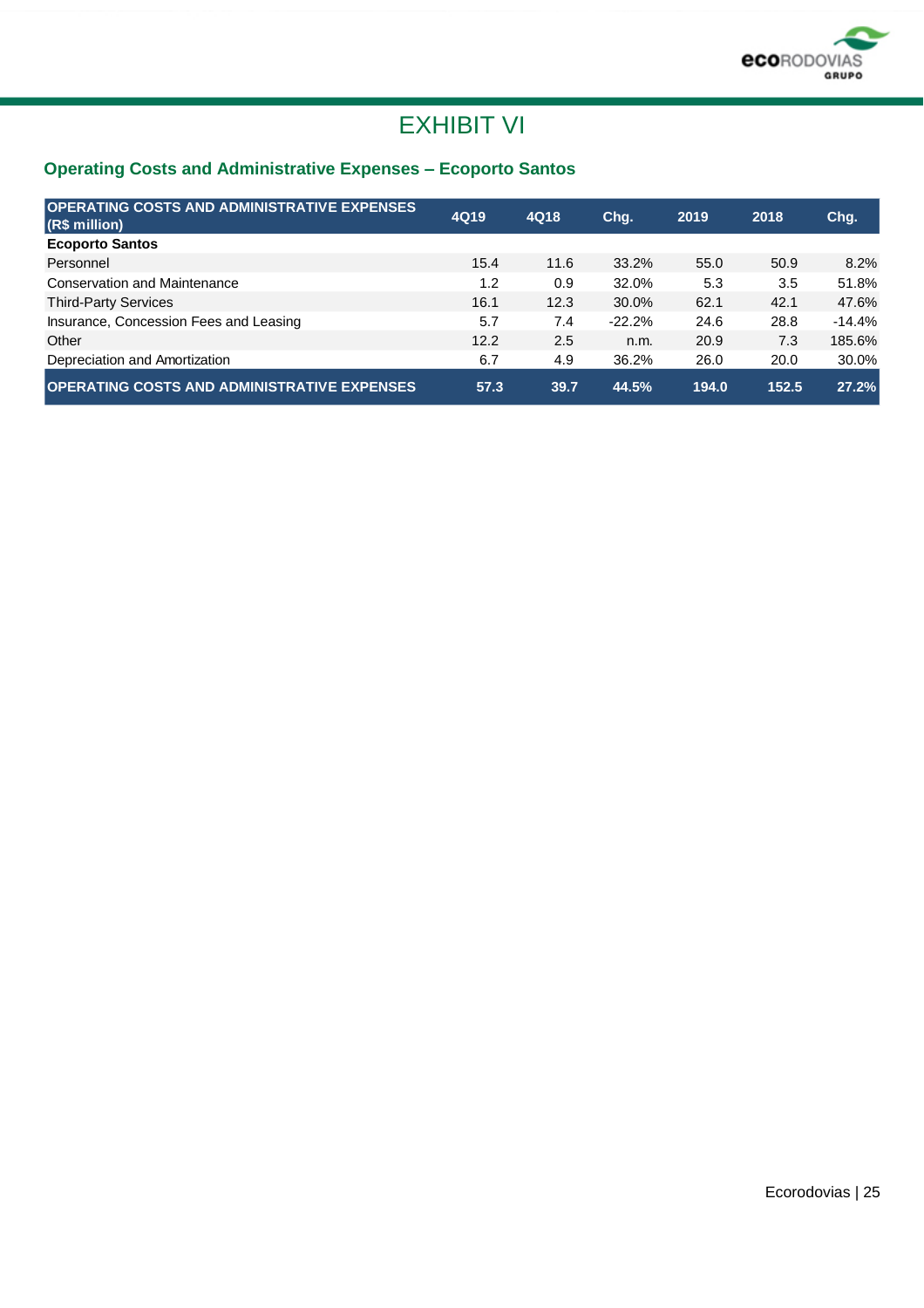# EXHIBIT VI

## Operating Costs and Administrative Expenses – Ecoporto Santos

| OPERATING COSTS AND ADMINISTRATIVE EXPENSES (R$ million) | 4Q19 | 4Q18 | Chg. | 2019 | 2018 | Chg. |
|---|---|---|---|---|---|---|
| **Ecoporto Santos** | | | | | | |
| Personnel | 15.4 | 11.6 | 33.2% | 55.0 | 50.9 | 8.2% |
| Conservation and Maintenance | 1.2 | 0.9 | 32.0% | 5.3 | 3.5 | 51.8% |
| Third-Party Services | 16.1 | 12.3 | 30.0% | 62.1 | 42.1 | 47.6% |
| Insurance, Concession Fees and Leasing | 5.7 | 7.4 | -22.2% | 24.6 | 28.8 | -14.4% |
| Other | 12.2 | 2.5 | n.m. | 20.9 | 7.3 | 185.6% |
| Depreciation and Amortization | 6.7 | 4.9 | 36.2% | 26.0 | 20.0 | 30.0% |
| **OPERATING COSTS AND ADMINISTRATIVE EXPENSES** | **57.3** | **39.7** | **44.5%** | **194.0** | **152.5** | **27.2%** |